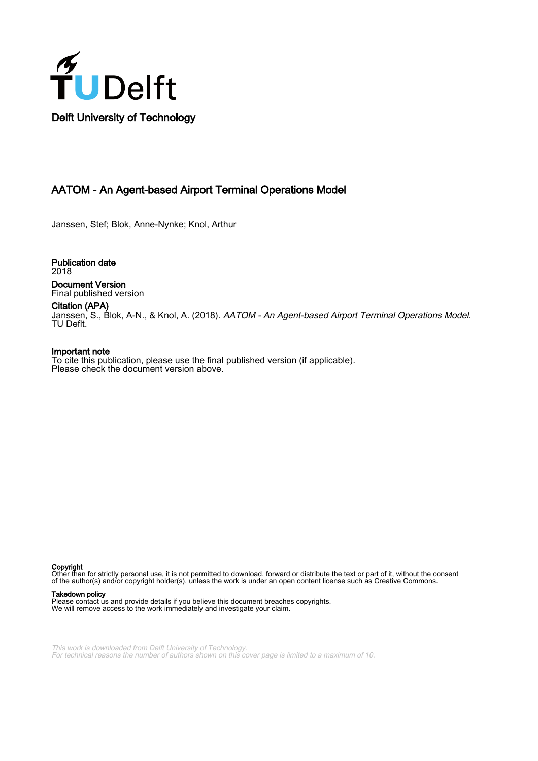Delft University of Technology

# AATOM - An Agent-based Airport Terminal Operations Model

Janssen, Stef; Blok, Anne-Nynke; Knol, Arthur

**Publication date**
2018

**Document Version**
Final published version

**Citation (APA)**
Janssen, S., Blok, A-N., & Knol, A. (2018). *AATOM - An Agent-based Airport Terminal Operations Model*. TU Deflt.

**Important note**
To cite this publication, please use the final published version (if applicable).
Please check the document version above.

**Copyright**
Other than for strictly personal use, it is not permitted to download, forward or distribute the text or part of it, without the consent of the author(s) and/or copyright holder(s), unless the work is under an open content license such as Creative Commons.

**Takedown policy**
Please contact us and provide details if you believe this document breaches copyrights.
We will remove access to the work immediately and investigate your claim.

*This work is downloaded from Delft University of Technology.*
*For technical reasons the number of authors shown on this cover page is limited to a maximum of 10.*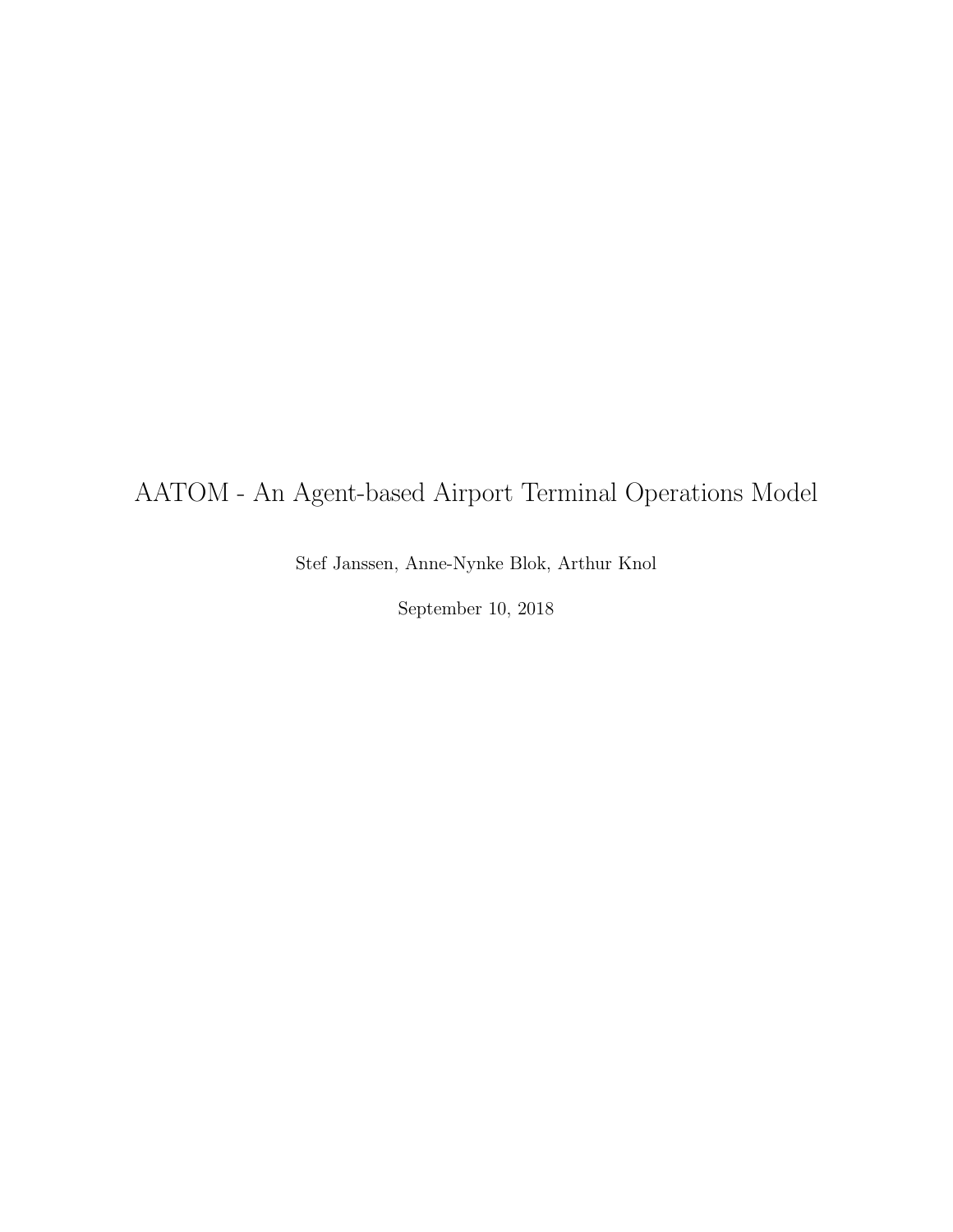# AATOM - An Agent-based Airport Terminal Operations Model

Stef Janssen, Anne-Nynke Blok, Arthur Knol

September 10, 2018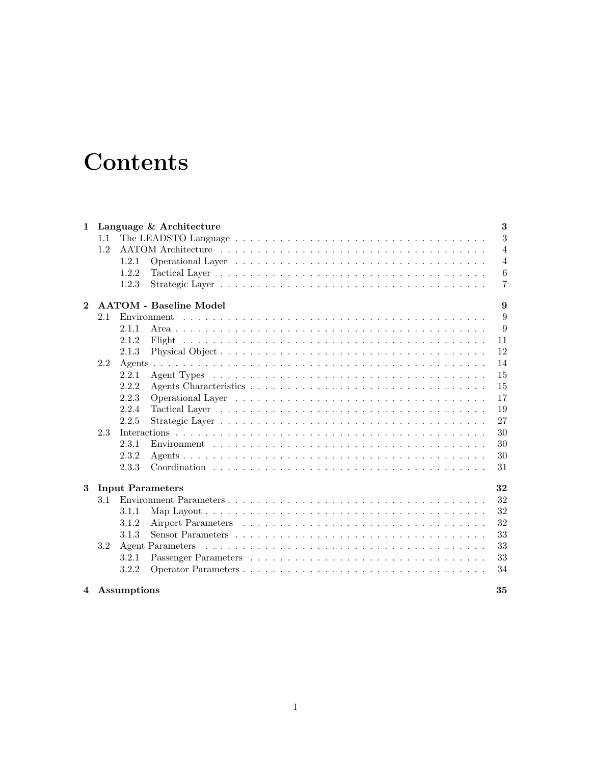# Contents

**1 Language & Architecture** **3**
- 1.1 The LEADSTO Language . . . . . . . . . . 3
- 1.2 AATOM Architecture . . . . . . . . . . 4
  - 1.2.1 Operational Layer . . . . . . . . . . 4
  - 1.2.2 Tactical Layer . . . . . . . . . . 6
  - 1.2.3 Strategic Layer . . . . . . . . . . 7

**2 AATOM - Baseline Model** **9**
- 2.1 Environment . . . . . . . . . . 9
  - 2.1.1 Area . . . . . . . . . . 9
  - 2.1.2 Flight . . . . . . . . . . 11
  - 2.1.3 Physical Object . . . . . . . . . . 12
- 2.2 Agents . . . . . . . . . . 14
  - 2.2.1 Agent Types . . . . . . . . . . 15
  - 2.2.2 Agents Characteristics . . . . . . . . . . 15
  - 2.2.3 Operational Layer . . . . . . . . . . 17
  - 2.2.4 Tactical Layer . . . . . . . . . . 19
  - 2.2.5 Strategic Layer . . . . . . . . . . 27
- 2.3 Interactions . . . . . . . . . . 30
  - 2.3.1 Environment . . . . . . . . . . 30
  - 2.3.2 Agents . . . . . . . . . . 30
  - 2.3.3 Coordination . . . . . . . . . . 31

**3 Input Parameters** **32**
- 3.1 Environment Parameters . . . . . . . . . . 32
  - 3.1.1 Map Layout . . . . . . . . . . 32
  - 3.1.2 Airport Parameters . . . . . . . . . . 32
  - 3.1.3 Sensor Parameters . . . . . . . . . . 33
- 3.2 Agent Parameters . . . . . . . . . . 33
  - 3.2.1 Passenger Parameters . . . . . . . . . . 33
  - 3.2.2 Operator Parameters . . . . . . . . . . 34

**4 Assumptions** **35**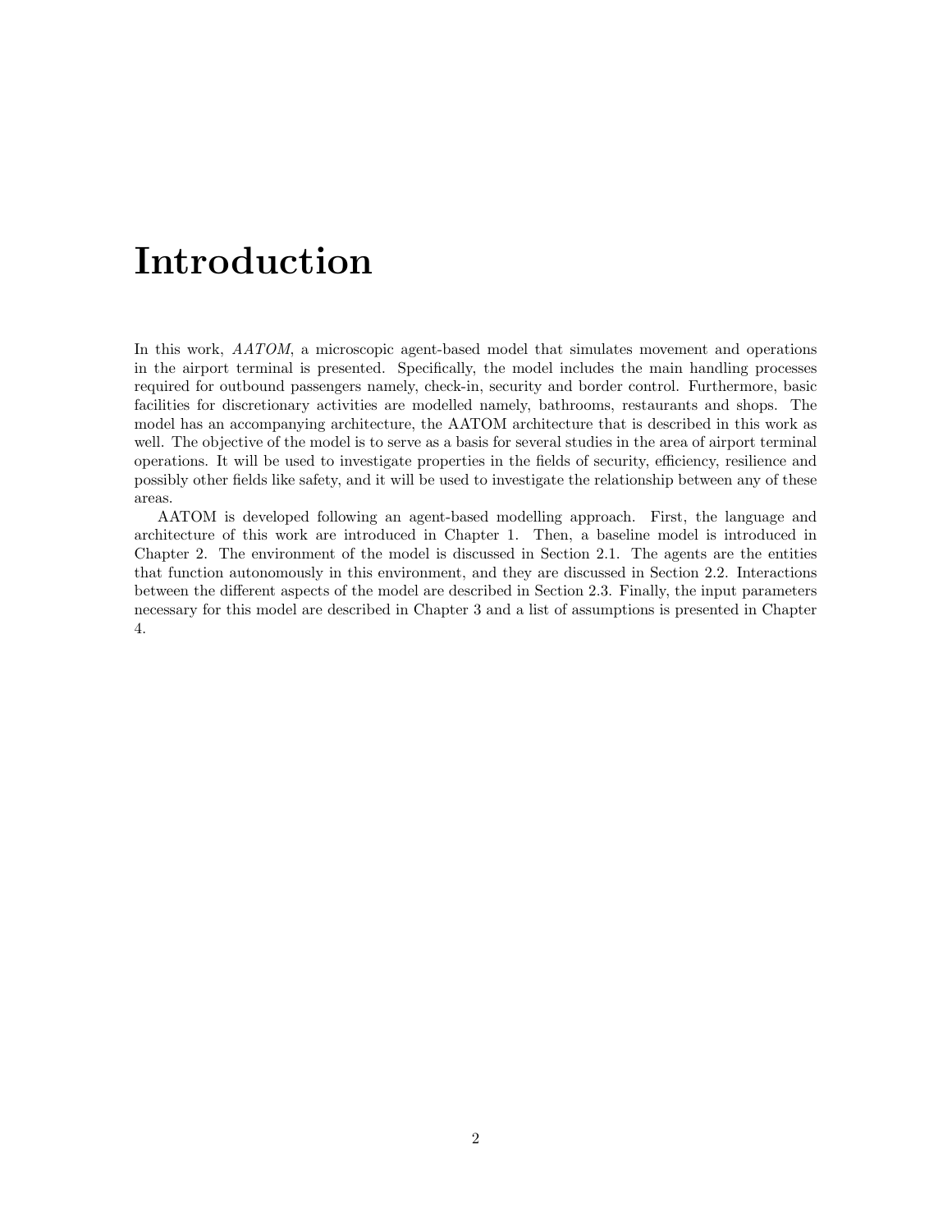# Introduction

In this work, *AATOM*, a microscopic agent-based model that simulates movement and operations in the airport terminal is presented. Specifically, the model includes the main handling processes required for outbound passengers namely, check-in, security and border control. Furthermore, basic facilities for discretionary activities are modelled namely, bathrooms, restaurants and shops. The model has an accompanying architecture, the AATOM architecture that is described in this work as well. The objective of the model is to serve as a basis for several studies in the area of airport terminal operations. It will be used to investigate properties in the fields of security, efficiency, resilience and possibly other fields like safety, and it will be used to investigate the relationship between any of these areas.

AATOM is developed following an agent-based modelling approach. First, the language and architecture of this work are introduced in Chapter 1. Then, a baseline model is introduced in Chapter 2. The environment of the model is discussed in Section 2.1. The agents are the entities that function autonomously in this environment, and they are discussed in Section 2.2. Interactions between the different aspects of the model are described in Section 2.3. Finally, the input parameters necessary for this model are described in Chapter 3 and a list of assumptions is presented in Chapter 4.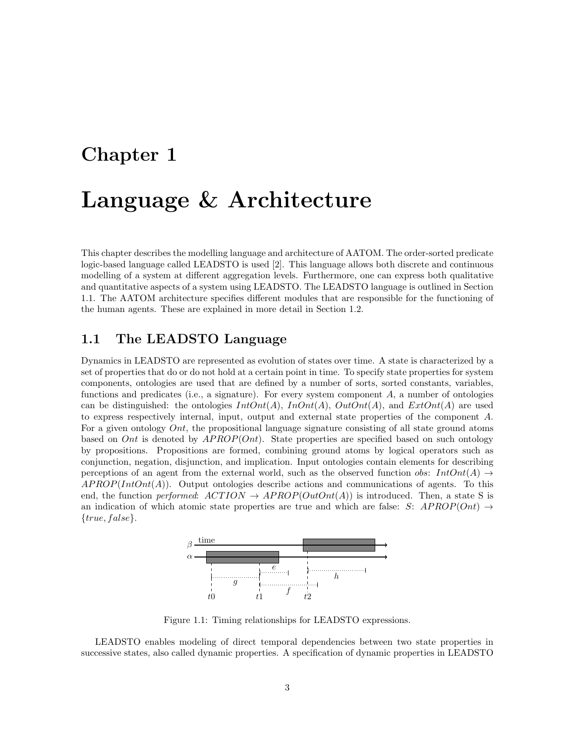# Chapter 1

# Language & Architecture

This chapter describes the modelling language and architecture of AATOM. The order-sorted predicate logic-based language called LEADSTO is used [2]. This language allows both discrete and continuous modelling of a system at different aggregation levels. Furthermore, one can express both qualitative and quantitative aspects of a system using LEADSTO. The LEADSTO language is outlined in Section 1.1. The AATOM architecture specifies different modules that are responsible for the functioning of the human agents. These are explained in more detail in Section 1.2.

## 1.1 The LEADSTO Language

Dynamics in LEADSTO are represented as evolution of states over time. A state is characterized by a set of properties that do or do not hold at a certain point in time. To specify state properties for system components, ontologies are used that are defined by a number of sorts, sorted constants, variables, functions and predicates (i.e., a signature). For every system component $A$, a number of ontologies can be distinguished: the ontologies $IntOnt(A)$, $InOnt(A)$, $OutOnt(A)$, and $ExtOnt(A)$ are used to express respectively internal, input, output and external state properties of the component $A$. For a given ontology $Ont$, the propositional language signature consisting of all state ground atoms based on $Ont$ is denoted by $APROP(Ont)$. State properties are specified based on such ontology by propositions. Propositions are formed, combining ground atoms by logical operators such as conjunction, negation, disjunction, and implication. Input ontologies contain elements for describing perceptions of an agent from the external world, such as the observed function *obs*: $IntOnt(A) \rightarrow APROP(IntOnt(A))$. Output ontologies describe actions and communications of agents. To this end, the function *performed*: $ACTION \rightarrow APROP(OutOnt(A))$ is introduced. Then, a state S is an indication of which atomic state properties are true and which are false: $S$: $APROP(Ont) \rightarrow \{true, false\}$.

Figure 1.1: Timing relationships for LEADSTO expressions.

LEADSTO enables modeling of direct temporal dependencies between two state properties in successive states, also called dynamic properties. A specification of dynamic properties in LEADSTO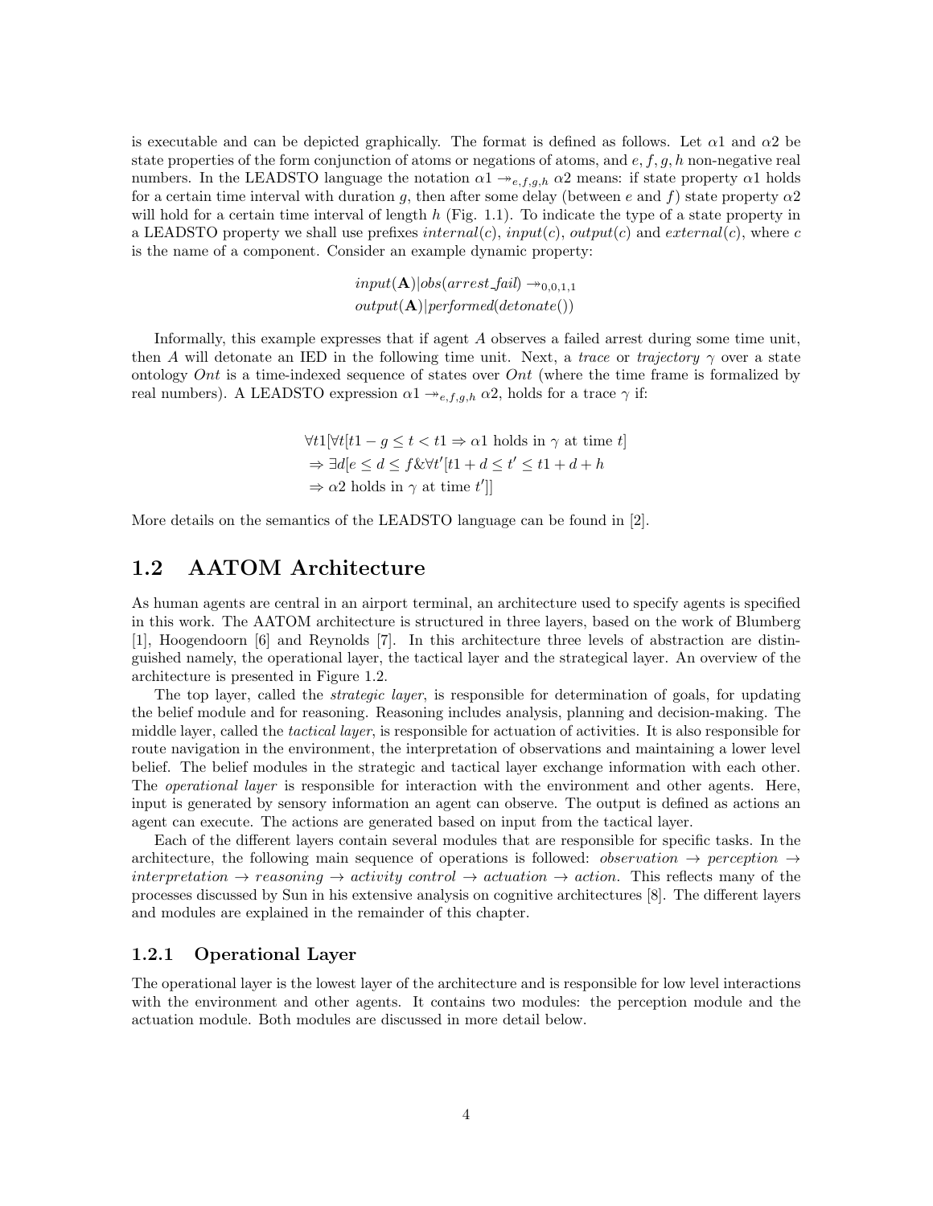is executable and can be depicted graphically. The format is defined as follows. Let $\alpha 1$ and $\alpha 2$ be state properties of the form conjunction of atoms or negations of atoms, and $e, f, g, h$ non-negative real numbers. In the LEADSTO language the notation $\alpha 1 \twoheadrightarrow_{e,f,g,h} \alpha 2$ means: if state property $\alpha 1$ holds for a certain time interval with duration $g$, then after some delay (between $e$ and $f$) state property $\alpha 2$ will hold for a certain time interval of length $h$ (Fig. 1.1). To indicate the type of a state property in a LEADSTO property we shall use prefixes $internal(c)$, $input(c)$, $output(c)$ and $external(c)$, where $c$ is the name of a component. Consider an example dynamic property:

$$input(\mathbf{A})|obs(arrest\_fail) \twoheadrightarrow_{0,0,1,1}$$
$$output(\mathbf{A})|performed(detonate())$$

Informally, this example expresses that if agent $A$ observes a failed arrest during some time unit, then $A$ will detonate an IED in the following time unit. Next, a *trace* or *trajectory* $\gamma$ over a state ontology $Ont$ is a time-indexed sequence of states over $Ont$ (where the time frame is formalized by real numbers). A LEADSTO expression $\alpha 1 \twoheadrightarrow_{e,f,g,h} \alpha 2$, holds for a trace $\gamma$ if:

$$\forall t1[\forall t[t1 - g \leq t < t1 \Rightarrow \alpha 1 \text{ holds in } \gamma \text{ at time } t]$$
$$\Rightarrow \exists d[e \leq d \leq f \& \forall t'[t1 + d \leq t' \leq t1 + d + h$$
$$\Rightarrow \alpha 2 \text{ holds in } \gamma \text{ at time } t']]$$

More details on the semantics of the LEADSTO language can be found in [2].

## 1.2 AATOM Architecture

As human agents are central in an airport terminal, an architecture used to specify agents is specified in this work. The AATOM architecture is structured in three layers, based on the work of Blumberg [1], Hoogendoorn [6] and Reynolds [7]. In this architecture three levels of abstraction are distinguished namely, the operational layer, the tactical layer and the strategical layer. An overview of the architecture is presented in Figure 1.2.

The top layer, called the *strategic layer*, is responsible for determination of goals, for updating the belief module and for reasoning. Reasoning includes analysis, planning and decision-making. The middle layer, called the *tactical layer*, is responsible for actuation of activities. It is also responsible for route navigation in the environment, the interpretation of observations and maintaining a lower level belief. The belief modules in the strategic and tactical layer exchange information with each other. The *operational layer* is responsible for interaction with the environment and other agents. Here, input is generated by sensory information an agent can observe. The output is defined as actions an agent can execute. The actions are generated based on input from the tactical layer.

Each of the different layers contain several modules that are responsible for specific tasks. In the architecture, the following main sequence of operations is followed: *observation* $\rightarrow$ *perception* $\rightarrow$ *interpretation* $\rightarrow$ *reasoning* $\rightarrow$ *activity control* $\rightarrow$ *actuation* $\rightarrow$ *action.* This reflects many of the processes discussed by Sun in his extensive analysis on cognitive architectures [8]. The different layers and modules are explained in the remainder of this chapter.

### 1.2.1 Operational Layer

The operational layer is the lowest layer of the architecture and is responsible for low level interactions with the environment and other agents. It contains two modules: the perception module and the actuation module. Both modules are discussed in more detail below.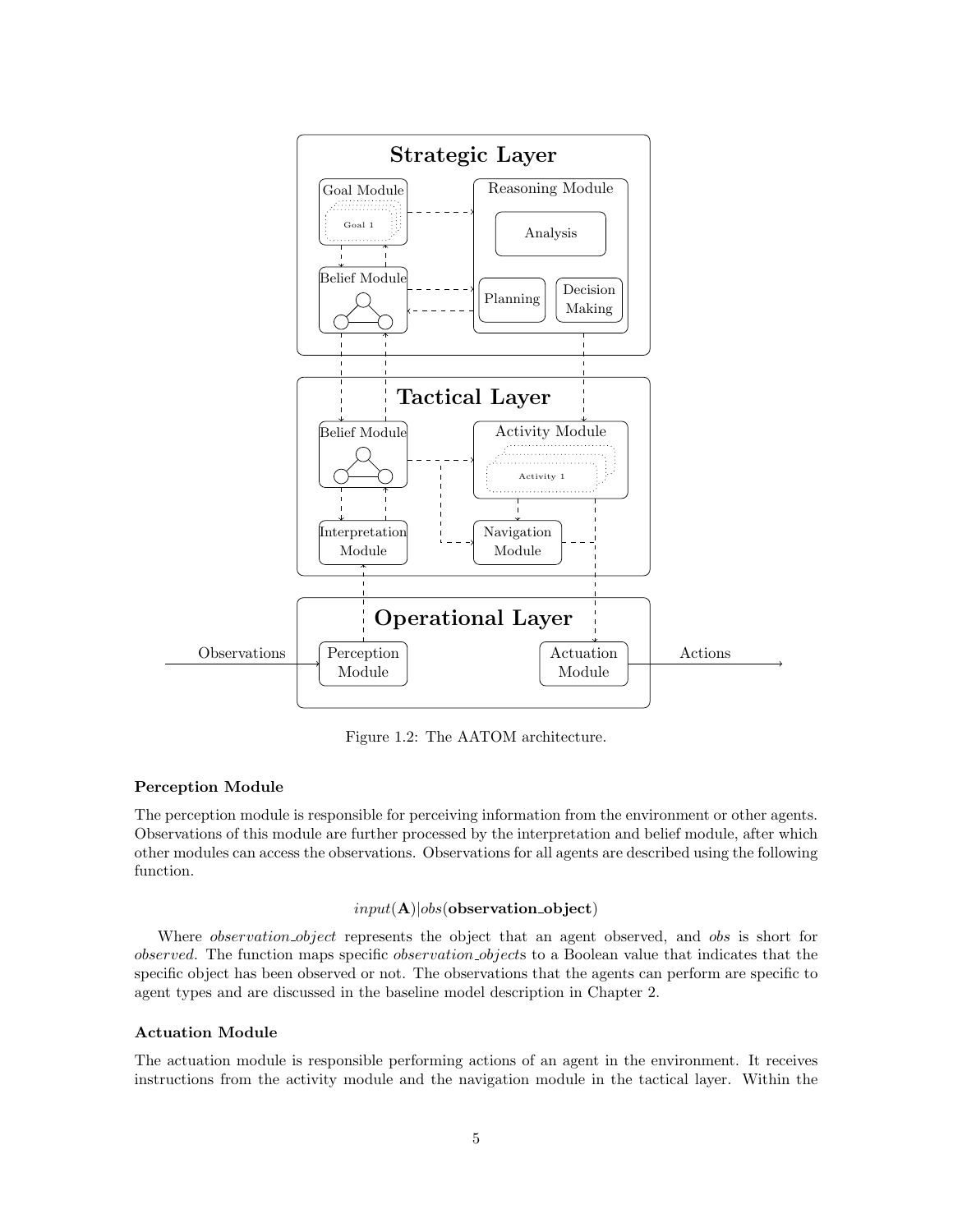Figure 1.2: The AATOM architecture.

**Perception Module**

The perception module is responsible for perceiving information from the environment or other agents. Observations of this module are further processed by the interpretation and belief module, after which other modules can access the observations. Observations for all agents are described using the following function.

$$input(\mathbf{A})|obs(\mathbf{observation\_object})$$

Where *observation_object* represents the object that an agent observed, and *obs* is short for *observed*. The function maps specific *observation_object*s to a Boolean value that indicates that the specific object has been observed or not. The observations that the agents can perform are specific to agent types and are discussed in the baseline model description in Chapter 2.

**Actuation Module**

The actuation module is responsible performing actions of an agent in the environment. It receives instructions from the activity module and the navigation module in the tactical layer. Within the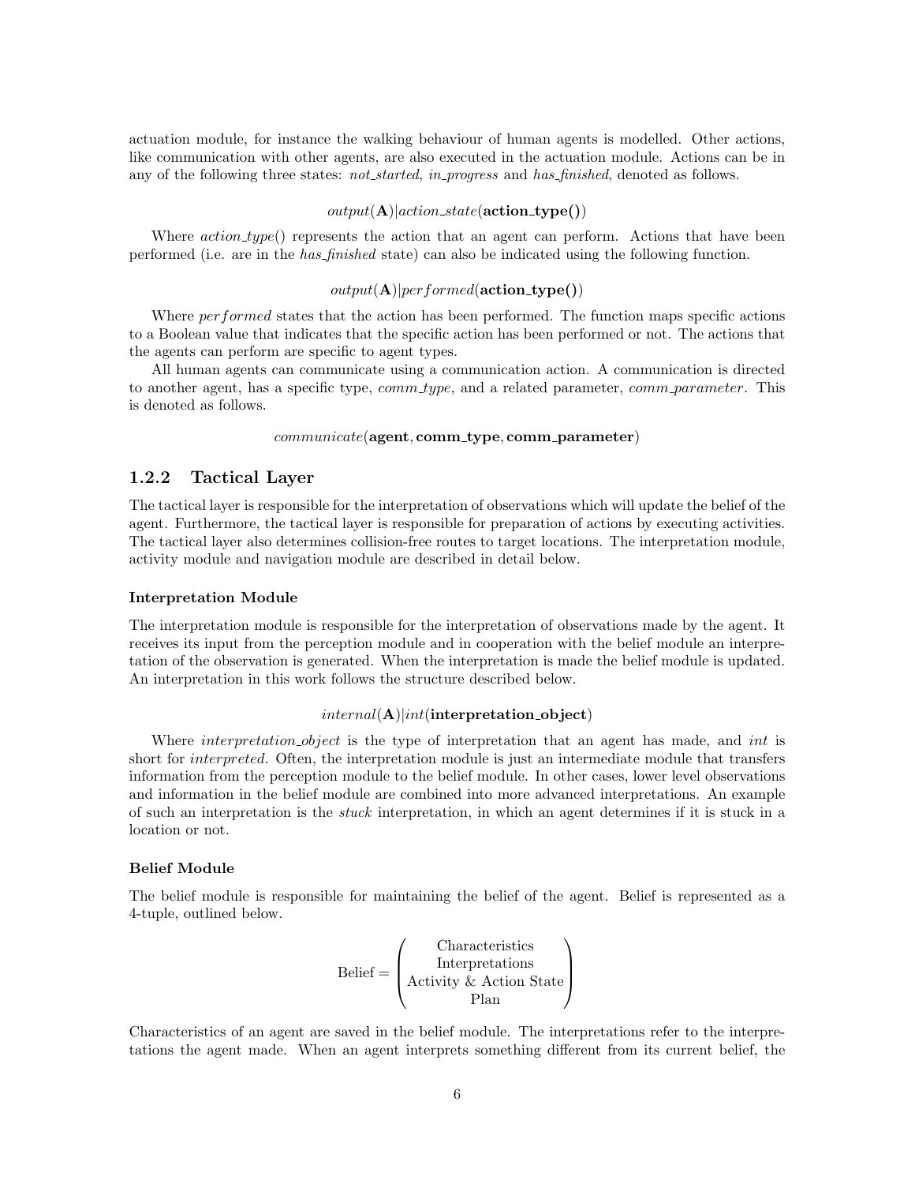actuation module, for instance the walking behaviour of human agents is modelled. Other actions, like communication with other agents, are also executed in the actuation module. Actions can be in any of the following three states: *not_started*, *in_progress* and *has_finished*, denoted as follows.

$$output(\mathbf{A})|action\_state(\mathbf{action\_type()})$$

Where *action_type*() represents the action that an agent can perform. Actions that have been performed (i.e. are in the *has_finished* state) can also be indicated using the following function.

$$output(\mathbf{A})|performed(\mathbf{action\_type()})$$

Where *performed* states that the action has been performed. The function maps specific actions to a Boolean value that indicates that the specific action has been performed or not. The actions that the agents can perform are specific to agent types.

All human agents can communicate using a communication action. A communication is directed to another agent, has a specific type, *comm_type*, and a related parameter, *comm_parameter*. This is denoted as follows.

$$communicate(\mathbf{agent}, \mathbf{comm\_type}, \mathbf{comm\_parameter})$$

### 1.2.2 Tactical Layer

The tactical layer is responsible for the interpretation of observations which will update the belief of the agent. Furthermore, the tactical layer is responsible for preparation of actions by executing activities. The tactical layer also determines collision-free routes to target locations. The interpretation module, activity module and navigation module are described in detail below.

#### Interpretation Module

The interpretation module is responsible for the interpretation of observations made by the agent. It receives its input from the perception module and in cooperation with the belief module an interpretation of the observation is generated. When the interpretation is made the belief module is updated. An interpretation in this work follows the structure described below.

$$internal(\mathbf{A})|int(\mathbf{interpretation\_object})$$

Where *interpretation_object* is the type of interpretation that an agent has made, and *int* is short for *interpreted*. Often, the interpretation module is just an intermediate module that transfers information from the perception module to the belief module. In other cases, lower level observations and information in the belief module are combined into more advanced interpretations. An example of such an interpretation is the *stuck* interpretation, in which an agent determines if it is stuck in a location or not.

#### Belief Module

The belief module is responsible for maintaining the belief of the agent. Belief is represented as a 4-tuple, outlined below.

$$\text{Belief} = \begin{pmatrix} \text{Characteristics} \\ \text{Interpretations} \\ \text{Activity \& Action State} \\ \text{Plan} \end{pmatrix}$$

Characteristics of an agent are saved in the belief module. The interpretations refer to the interpretations the agent made. When an agent interprets something different from its current belief, the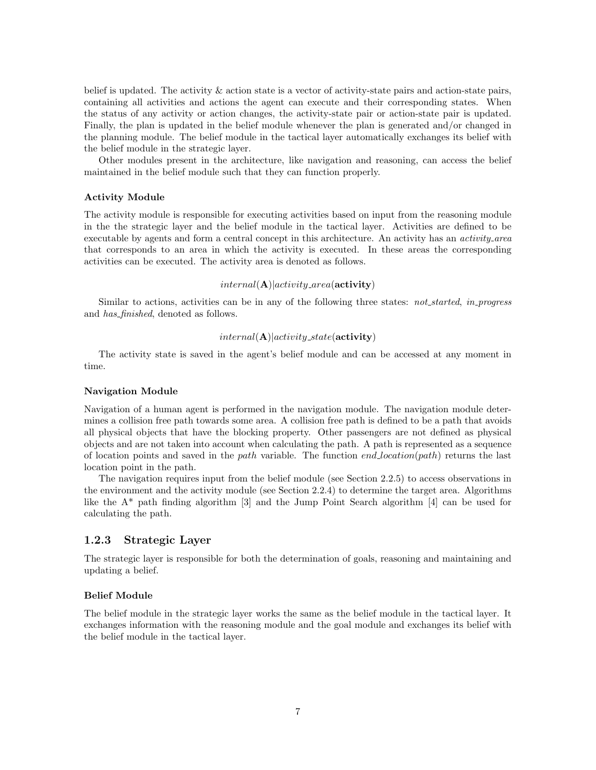belief is updated. The activity & action state is a vector of activity-state pairs and action-state pairs, containing all activities and actions the agent can execute and their corresponding states. When the status of any activity or action changes, the activity-state pair or action-state pair is updated. Finally, the plan is updated in the belief module whenever the plan is generated and/or changed in the planning module. The belief module in the tactical layer automatically exchanges its belief with the belief module in the strategic layer.

Other modules present in the architecture, like navigation and reasoning, can access the belief maintained in the belief module such that they can function properly.

#### Activity Module

The activity module is responsible for executing activities based on input from the reasoning module in the the strategic layer and the belief module in the tactical layer. Activities are defined to be executable by agents and form a central concept in this architecture. An activity has an *activity_area* that corresponds to an area in which the activity is executed. In these areas the corresponding activities can be executed. The activity area is denoted as follows.

$$internal(\mathbf{A})|activity\_area(\mathbf{activity})$$

Similar to actions, activities can be in any of the following three states: *not_started*, *in_progress* and *has_finished*, denoted as follows.

$$internal(\mathbf{A})|activity\_state(\mathbf{activity})$$

The activity state is saved in the agent's belief module and can be accessed at any moment in time.

#### Navigation Module

Navigation of a human agent is performed in the navigation module. The navigation module determines a collision free path towards some area. A collision free path is defined to be a path that avoids all physical objects that have the blocking property. Other passengers are not defined as physical objects and are not taken into account when calculating the path. A path is represented as a sequence of location points and saved in the *path* variable. The function *end_location*(*path*) returns the last location point in the path.

The navigation requires input from the belief module (see Section 2.2.5) to access observations in the environment and the activity module (see Section 2.2.4) to determine the target area. Algorithms like the A* path finding algorithm [3] and the Jump Point Search algorithm [4] can be used for calculating the path.

### 1.2.3 Strategic Layer

The strategic layer is responsible for both the determination of goals, reasoning and maintaining and updating a belief.

#### Belief Module

The belief module in the strategic layer works the same as the belief module in the tactical layer. It exchanges information with the reasoning module and the goal module and exchanges its belief with the belief module in the tactical layer.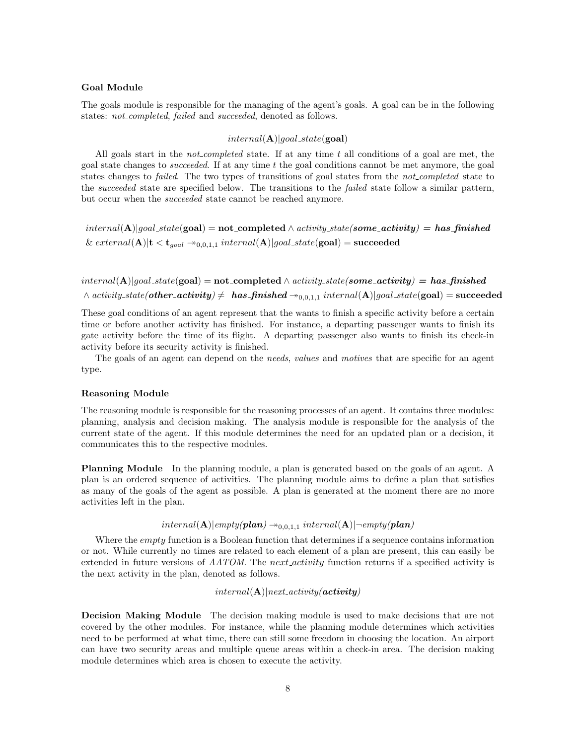**Goal Module**

The goals module is responsible for the managing of the agent's goals. A goal can be in the following states: *not_completed*, *failed* and *succeeded*, denoted as follows.

$$internal(\mathbf{A})|goal\_state(\mathbf{goal})$$

All goals start in the *not_completed* state. If at any time $t$ all conditions of a goal are met, the goal state changes to *succeeded*. If at any time $t$ the goal conditions cannot be met anymore, the goal states changes to *failed*. The two types of transitions of goal states from the *not_completed* state to the *succeeded* state are specified below. The transitions to the *failed* state follow a similar pattern, but occur when the *succeeded* state cannot be reached anymore.

$$internal(\mathbf{A})|goal\_state(\mathbf{goal}) = \mathbf{not\_completed} \land activity\_state(\boldsymbol{some\_activity}) = \boldsymbol{has\_finished}$$
$$\&\ external(\mathbf{A})|\mathbf{t} < \mathbf{t}_{goal} \twoheadrightarrow_{0,0,1,1} internal(\mathbf{A})|goal\_state(\mathbf{goal}) = \mathbf{succeeded}$$

$$internal(\mathbf{A})|goal\_state(\mathbf{goal}) = \mathbf{not\_completed} \land activity\_state(\boldsymbol{some\_activity}) = \boldsymbol{has\_finished}$$
$$\land\ activity\_state(\boldsymbol{other\_activity}) \neq \ \boldsymbol{has\_finished} \twoheadrightarrow_{0,0,1,1} internal(\mathbf{A})|goal\_state(\mathbf{goal}) = \mathbf{succeeded}$$

These goal conditions of an agent represent that the wants to finish a specific activity before a certain time or before another activity has finished. For instance, a departing passenger wants to finish its gate activity before the time of its flight. A departing passenger also wants to finish its check-in activity before its security activity is finished.

The goals of an agent can depend on the *needs*, *values* and *motives* that are specific for an agent type.

**Reasoning Module**

The reasoning module is responsible for the reasoning processes of an agent. It contains three modules: planning, analysis and decision making. The analysis module is responsible for the analysis of the current state of the agent. If this module determines the need for an updated plan or a decision, it communicates this to the respective modules.

**Planning Module** In the planning module, a plan is generated based on the goals of an agent. A plan is an ordered sequence of activities. The planning module aims to define a plan that satisfies as many of the goals of the agent as possible. A plan is generated at the moment there are no more activities left in the plan.

$$internal(\mathbf{A})|empty(\boldsymbol{plan}) \twoheadrightarrow_{0,0,1,1} internal(\mathbf{A})|\neg empty(\boldsymbol{plan})$$

Where the *empty* function is a Boolean function that determines if a sequence contains information or not. While currently no times are related to each element of a plan are present, this can easily be extended in future versions of *AATOM*. The *next_activity* function returns if a specified activity is the next activity in the plan, denoted as follows.

$$internal(\mathbf{A})|next\_activity(\boldsymbol{activity})$$

**Decision Making Module** The decision making module is used to make decisions that are not covered by the other modules. For instance, while the planning module determines which activities need to be performed at what time, there can still some freedom in choosing the location. An airport can have two security areas and multiple queue areas within a check-in area. The decision making module determines which area is chosen to execute the activity.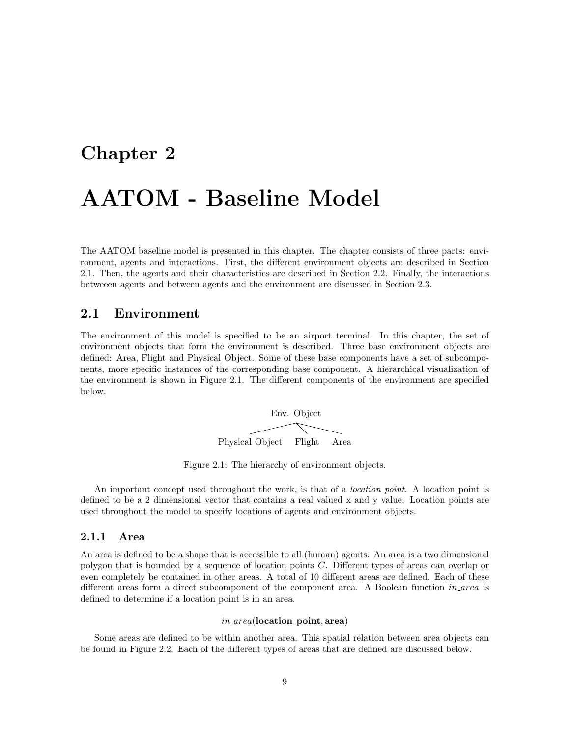# Chapter 2

# AATOM - Baseline Model

The AATOM baseline model is presented in this chapter. The chapter consists of three parts: environment, agents and interactions. First, the different environment objects are described in Section 2.1. Then, the agents and their characteristics are described in Section 2.2. Finally, the interactions betweeen agents and between agents and the environment are discussed in Section 2.3.

## 2.1 Environment

The environment of this model is specified to be an airport terminal. In this chapter, the set of environment objects that form the environment is described. Three base environment objects are defined: Area, Flight and Physical Object. Some of these base components have a set of subcomponents, more specific instances of the corresponding base component. A hierarchical visualization of the environment is shown in Figure 2.1. The different components of the environment are specified below.

```
              Env. Object
         /         |        \
Physical Object  Flight    Area
```

Figure 2.1: The hierarchy of environment objects.

An important concept used throughout the work, is that of a *location point*. A location point is defined to be a 2 dimensional vector that contains a real valued x and y value. Location points are used throughout the model to specify locations of agents and environment objects.

### 2.1.1 Area

An area is defined to be a shape that is accessible to all (human) agents. An area is a two dimensional polygon that is bounded by a sequence of location points $C$. Different types of areas can overlap or even completely be contained in other areas. A total of 10 different areas are defined. Each of these different areas form a direct subcomponent of the component area. A Boolean function *in_area* is defined to determine if a location point is in an area.

$$in\_area(\textbf{location\_point}, \textbf{area})$$

Some areas are defined to be within another area. This spatial relation between area objects can be found in Figure 2.2. Each of the different types of areas that are defined are discussed below.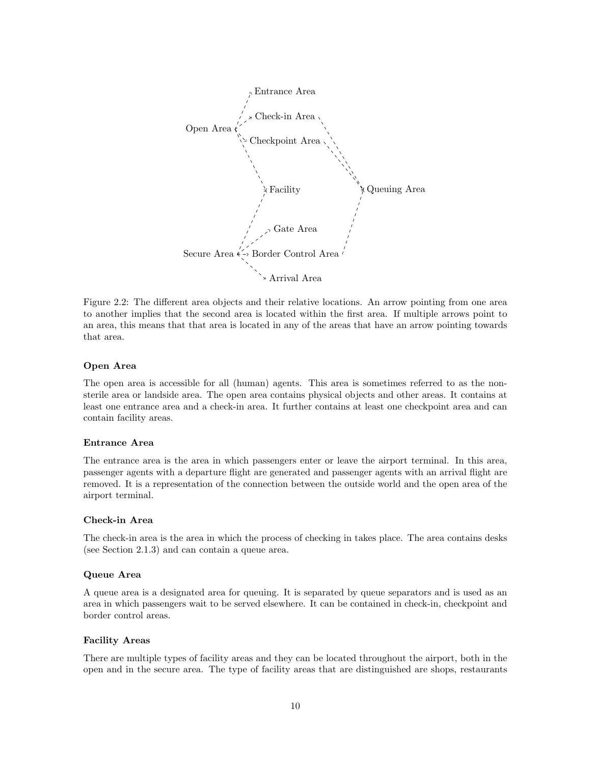Figure 2.2: The different area objects and their relative locations. An arrow pointing from one area to another implies that the second area is located within the first area. If multiple arrows point to an area, this means that that area is located in any of the areas that have an arrow pointing towards that area.

#### Open Area

The open area is accessible for all (human) agents. This area is sometimes referred to as the non-sterile area or landside area. The open area contains physical objects and other areas. It contains at least one entrance area and a check-in area. It further contains at least one checkpoint area and can contain facility areas.

#### Entrance Area

The entrance area is the area in which passengers enter or leave the airport terminal. In this area, passenger agents with a departure flight are generated and passenger agents with an arrival flight are removed. It is a representation of the connection between the outside world and the open area of the airport terminal.

#### Check-in Area

The check-in area is the area in which the process of checking in takes place. The area contains desks (see Section 2.1.3) and can contain a queue area.

#### Queue Area

A queue area is a designated area for queuing. It is separated by queue separators and is used as an area in which passengers wait to be served elsewhere. It can be contained in check-in, checkpoint and border control areas.

#### Facility Areas

There are multiple types of facility areas and they can be located throughout the airport, both in the open and in the secure area. The type of facility areas that are distinguished are shops, restaurants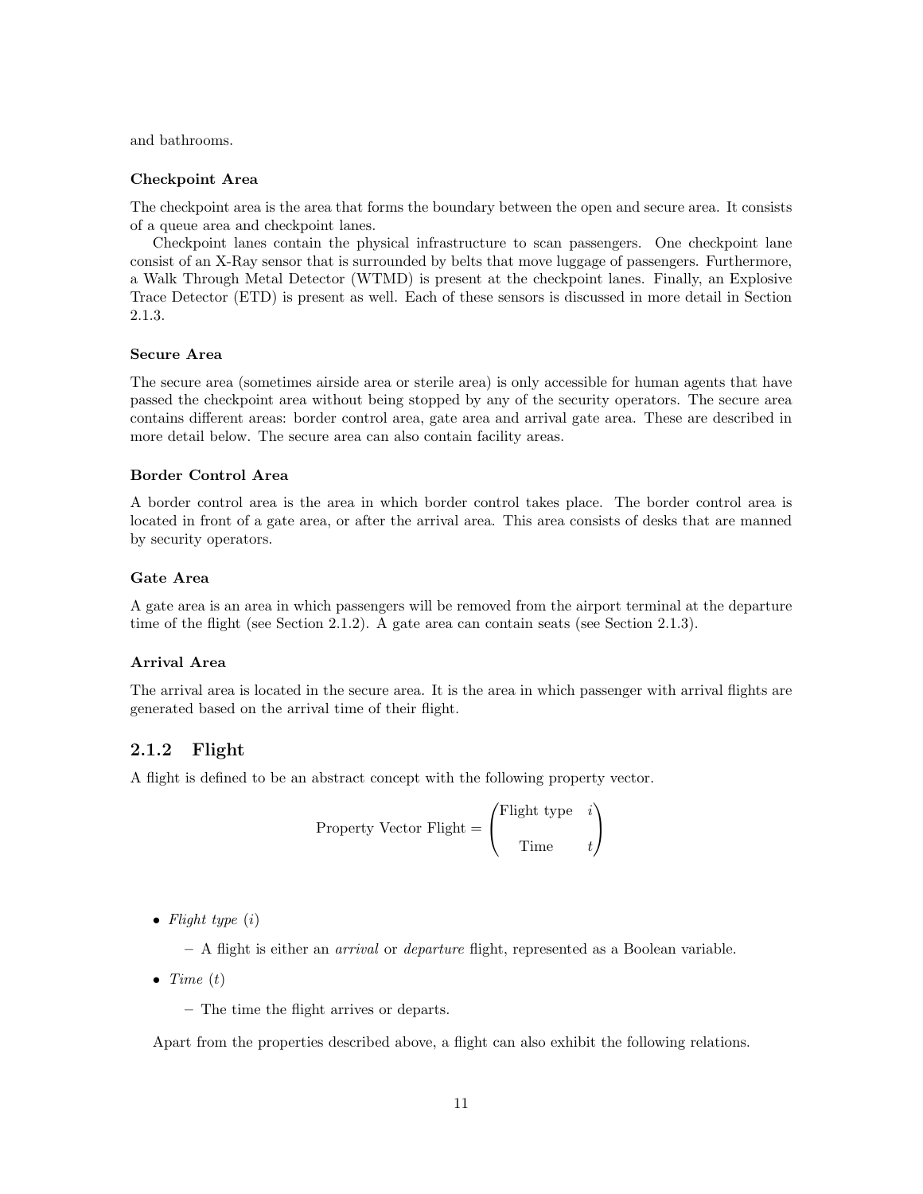and bathrooms.

#### Checkpoint Area

The checkpoint area is the area that forms the boundary between the open and secure area. It consists of a queue area and checkpoint lanes.

Checkpoint lanes contain the physical infrastructure to scan passengers. One checkpoint lane consist of an X-Ray sensor that is surrounded by belts that move luggage of passengers. Furthermore, a Walk Through Metal Detector (WTMD) is present at the checkpoint lanes. Finally, an Explosive Trace Detector (ETD) is present as well. Each of these sensors is discussed in more detail in Section 2.1.3.

#### Secure Area

The secure area (sometimes airside area or sterile area) is only accessible for human agents that have passed the checkpoint area without being stopped by any of the security operators. The secure area contains different areas: border control area, gate area and arrival gate area. These are described in more detail below. The secure area can also contain facility areas.

#### Border Control Area

A border control area is the area in which border control takes place. The border control area is located in front of a gate area, or after the arrival area. This area consists of desks that are manned by security operators.

#### Gate Area

A gate area is an area in which passengers will be removed from the airport terminal at the departure time of the flight (see Section 2.1.2). A gate area can contain seats (see Section 2.1.3).

#### Arrival Area

The arrival area is located in the secure area. It is the area in which passenger with arrival flights are generated based on the arrival time of their flight.

### 2.1.2 Flight

A flight is defined to be an abstract concept with the following property vector.

$$\text{Property Vector Flight} = \begin{pmatrix} \text{Flight type} & i \\ \\ \text{Time} & t \end{pmatrix}$$

- *Flight type* ($i$)
  - A flight is either an *arrival* or *departure* flight, represented as a Boolean variable.
- *Time* ($t$)
  - The time the flight arrives or departs.

Apart from the properties described above, a flight can also exhibit the following relations.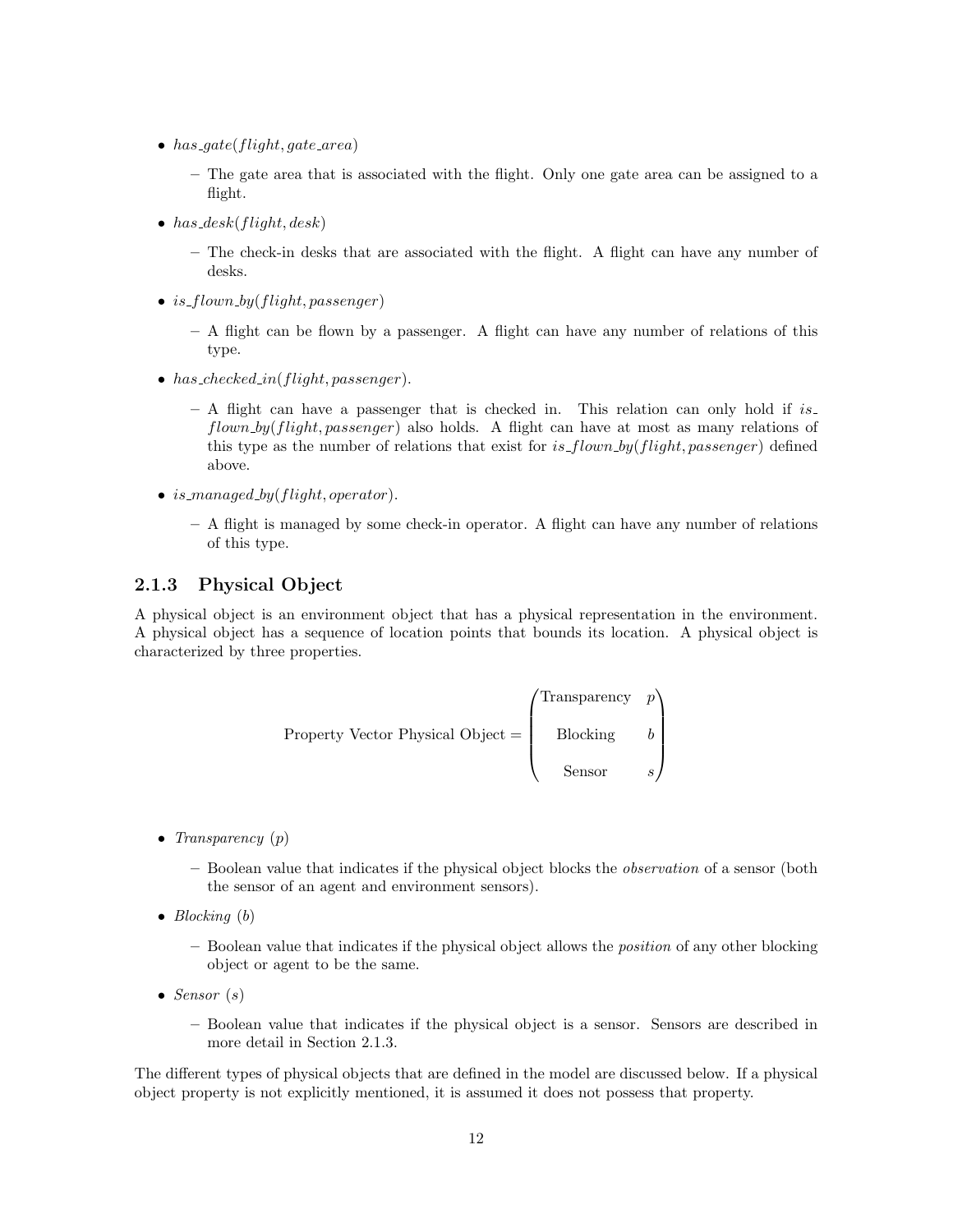- $has\_gate(flight, gate\_area)$
  - The gate area that is associated with the flight. Only one gate area can be assigned to a flight.
- $has\_desk(flight, desk)$
  - The check-in desks that are associated with the flight. A flight can have any number of desks.
- $is\_flown\_by(flight, passenger)$
  - A flight can be flown by a passenger. A flight can have any number of relations of this type.
- $has\_checked\_in(flight, passenger)$.
  - A flight can have a passenger that is checked in. This relation can only hold if $is\_flown\_by(flight, passenger)$ also holds. A flight can have at most as many relations of this type as the number of relations that exist for $is\_flown\_by(flight, passenger)$ defined above.
- $is\_managed\_by(flight, operator)$.
  - A flight is managed by some check-in operator. A flight can have any number of relations of this type.

### 2.1.3 Physical Object

A physical object is an environment object that has a physical representation in the environment. A physical object has a sequence of location points that bounds its location. A physical object is characterized by three properties.

$$\text{Property Vector Physical Object} = \begin{pmatrix} \text{Transparency} & p \\ \text{Blocking} & b \\ \text{Sensor} & s \end{pmatrix}$$

- *Transparency* ($p$)
  - Boolean value that indicates if the physical object blocks the *observation* of a sensor (both the sensor of an agent and environment sensors).
- *Blocking* ($b$)
  - Boolean value that indicates if the physical object allows the *position* of any other blocking object or agent to be the same.
- *Sensor* ($s$)
  - Boolean value that indicates if the physical object is a sensor. Sensors are described in more detail in Section 2.1.3.

The different types of physical objects that are defined in the model are discussed below. If a physical object property is not explicitly mentioned, it is assumed it does not possess that property.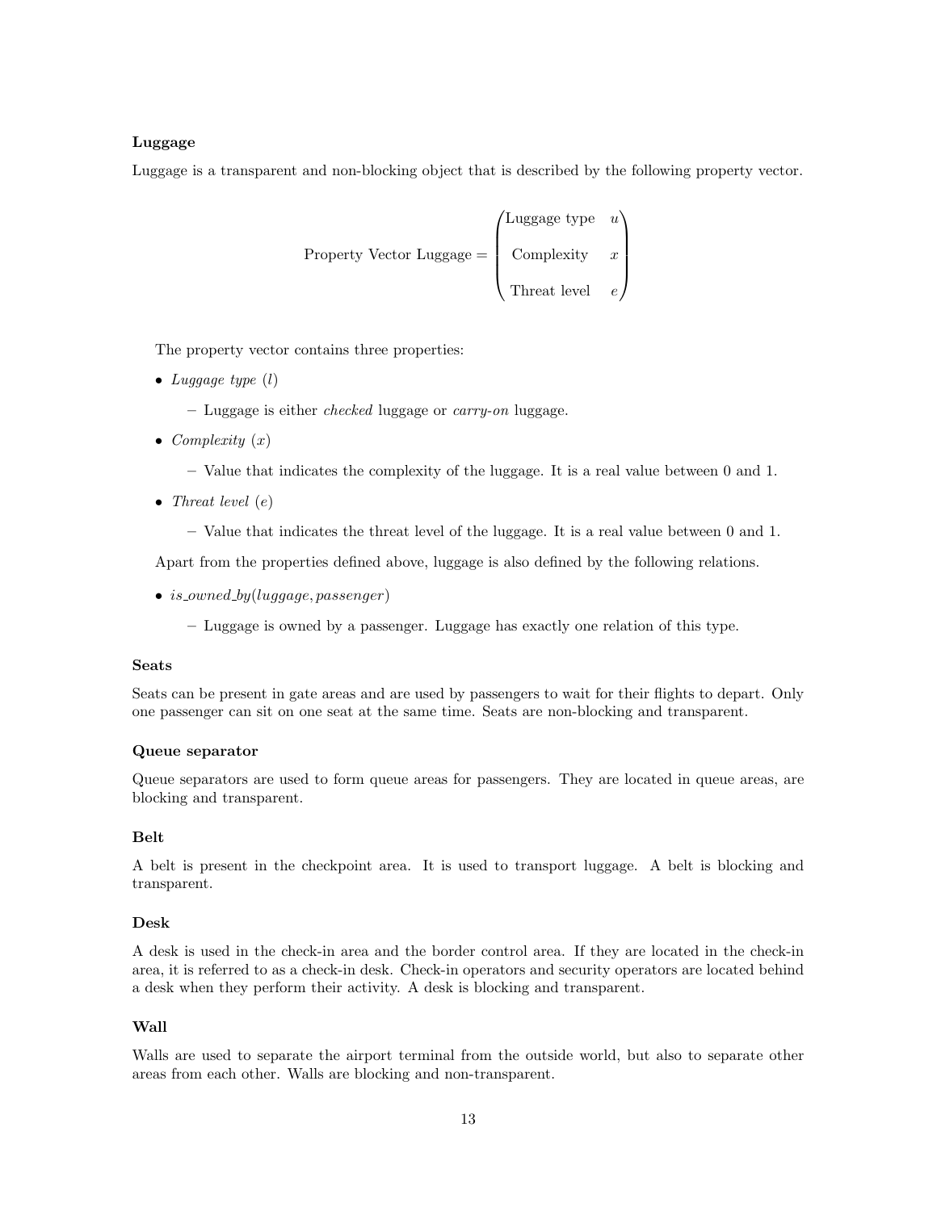**Luggage**

Luggage is a transparent and non-blocking object that is described by the following property vector.

$$\text{Property Vector Luggage} = \begin{pmatrix} \text{Luggage type} & u \\ \text{Complexity} & x \\ \text{Threat level} & e \end{pmatrix}$$

The property vector contains three properties:

- *Luggage type* ($l$)
  - Luggage is either *checked* luggage or *carry-on* luggage.
- *Complexity* ($x$)
  - Value that indicates the complexity of the luggage. It is a real value between 0 and 1.
- *Threat level* ($e$)
  - Value that indicates the threat level of the luggage. It is a real value between 0 and 1.

Apart from the properties defined above, luggage is also defined by the following relations.

- *is_owned_by*(*luggage*, *passenger*)
  - Luggage is owned by a passenger. Luggage has exactly one relation of this type.

**Seats**

Seats can be present in gate areas and are used by passengers to wait for their flights to depart. Only one passenger can sit on one seat at the same time. Seats are non-blocking and transparent.

**Queue separator**

Queue separators are used to form queue areas for passengers. They are located in queue areas, are blocking and transparent.

**Belt**

A belt is present in the checkpoint area. It is used to transport luggage. A belt is blocking and transparent.

**Desk**

A desk is used in the check-in area and the border control area. If they are located in the check-in area, it is referred to as a check-in desk. Check-in operators and security operators are located behind a desk when they perform their activity. A desk is blocking and transparent.

**Wall**

Walls are used to separate the airport terminal from the outside world, but also to separate other areas from each other. Walls are blocking and non-transparent.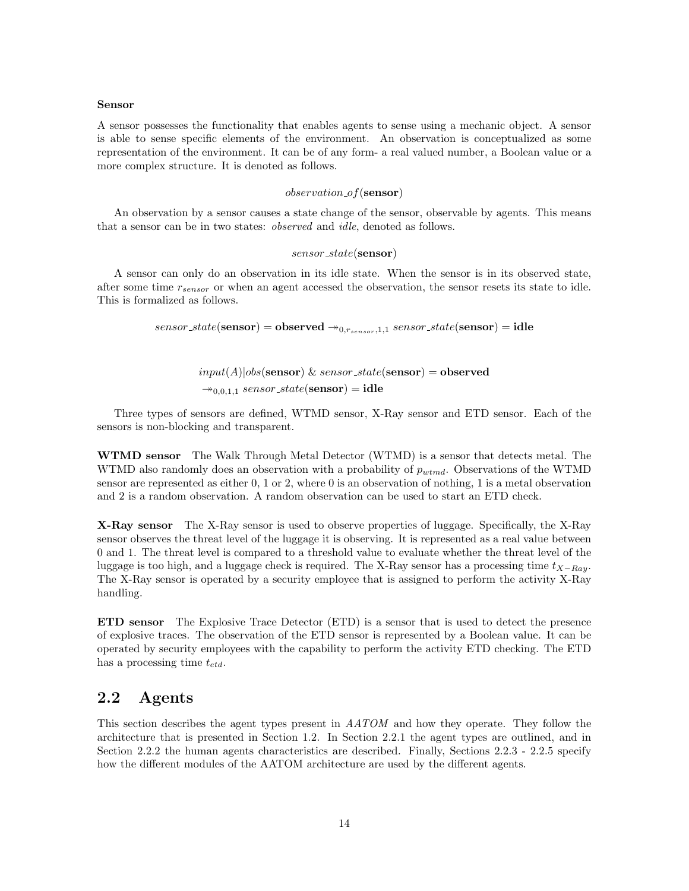#### Sensor

A sensor possesses the functionality that enables agents to sense using a mechanic object. A sensor is able to sense specific elements of the environment. An observation is conceptualized as some representation of the environment. It can be of any form- a real valued number, a Boolean value or a more complex structure. It is denoted as follows.

$$observation\_of(\mathbf{sensor})$$

An observation by a sensor causes a state change of the sensor, observable by agents. This means that a sensor can be in two states: *observed* and *idle*, denoted as follows.

$$sensor\_state(\mathbf{sensor})$$

A sensor can only do an observation in its idle state. When the sensor is in its observed state, after some time $r_{sensor}$ or when an agent accessed the observation, the sensor resets its state to idle. This is formalized as follows.

$$sensor\_state(\mathbf{sensor}) = \mathbf{observed} \twoheadrightarrow_{0,r_{sensor},1,1} sensor\_state(\mathbf{sensor}) = \mathbf{idle}$$

$$input(A)|obs(\mathbf{sensor}) \ \& \ sensor\_state(\mathbf{sensor}) = \mathbf{observed}$$
$$\twoheadrightarrow_{0,0,1,1} sensor\_state(\mathbf{sensor}) = \mathbf{idle}$$

Three types of sensors are defined, WTMD sensor, X-Ray sensor and ETD sensor. Each of the sensors is non-blocking and transparent.

**WTMD sensor** The Walk Through Metal Detector (WTMD) is a sensor that detects metal. The WTMD also randomly does an observation with a probability of $p_{wtmd}$. Observations of the WTMD sensor are represented as either 0, 1 or 2, where 0 is an observation of nothing, 1 is a metal observation and 2 is a random observation. A random observation can be used to start an ETD check.

**X-Ray sensor** The X-Ray sensor is used to observe properties of luggage. Specifically, the X-Ray sensor observes the threat level of the luggage it is observing. It is represented as a real value between 0 and 1. The threat level is compared to a threshold value to evaluate whether the threat level of the luggage is too high, and a luggage check is required. The X-Ray sensor has a processing time $t_{X-Ray}$. The X-Ray sensor is operated by a security employee that is assigned to perform the activity X-Ray handling.

**ETD sensor** The Explosive Trace Detector (ETD) is a sensor that is used to detect the presence of explosive traces. The observation of the ETD sensor is represented by a Boolean value. It can be operated by security employees with the capability to perform the activity ETD checking. The ETD has a processing time $t_{etd}$.

## 2.2 Agents

This section describes the agent types present in *AATOM* and how they operate. They follow the architecture that is presented in Section 1.2. In Section 2.2.1 the agent types are outlined, and in Section 2.2.2 the human agents characteristics are described. Finally, Sections 2.2.3 - 2.2.5 specify how the different modules of the AATOM architecture are used by the different agents.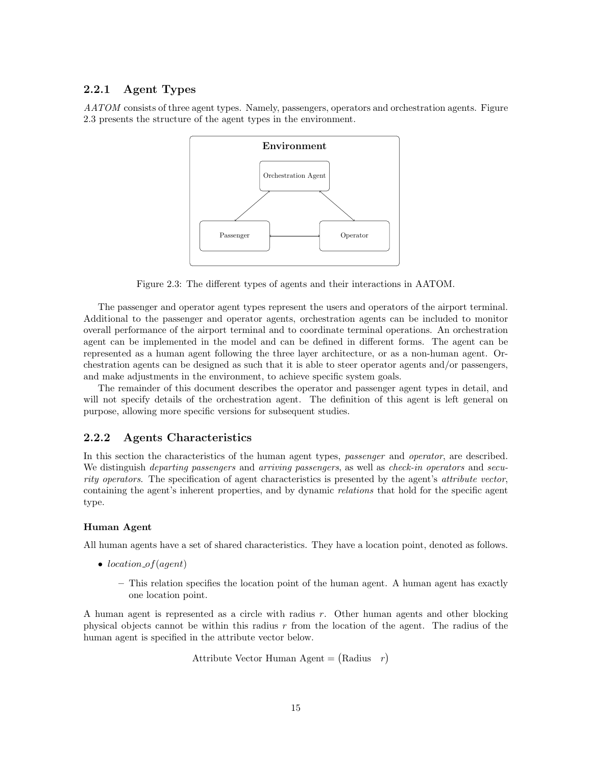### 2.2.1 Agent Types

*AATOM* consists of three agent types. Namely, passengers, operators and orchestration agents. Figure 2.3 presents the structure of the agent types in the environment.

Figure 2.3: The different types of agents and their interactions in AATOM.

The passenger and operator agent types represent the users and operators of the airport terminal. Additional to the passenger and operator agents, orchestration agents can be included to monitor overall performance of the airport terminal and to coordinate terminal operations. An orchestration agent can be implemented in the model and can be defined in different forms. The agent can be represented as a human agent following the three layer architecture, or as a non-human agent. Orchestration agents can be designed as such that it is able to steer operator agents and/or passengers, and make adjustments in the environment, to achieve specific system goals.

The remainder of this document describes the operator and passenger agent types in detail, and will not specify details of the orchestration agent. The definition of this agent is left general on purpose, allowing more specific versions for subsequent studies.

### 2.2.2 Agents Characteristics

In this section the characteristics of the human agent types, *passenger* and *operator*, are described. We distinguish *departing passengers* and *arriving passengers*, as well as *check-in operators* and *security operators*. The specification of agent characteristics is presented by the agent's *attribute vector*, containing the agent's inherent properties, and by dynamic *relations* that hold for the specific agent type.

#### Human Agent

All human agents have a set of shared characteristics. They have a location point, denoted as follows.

- *location_of(agent)*
  - This relation specifies the location point of the human agent. A human agent has exactly one location point.

A human agent is represented as a circle with radius $r$. Other human agents and other blocking physical objects cannot be within this radius $r$ from the location of the agent. The radius of the human agent is specified in the attribute vector below.

$$\text{Attribute Vector Human Agent} = \begin{pmatrix} \text{Radius} & r \end{pmatrix}$$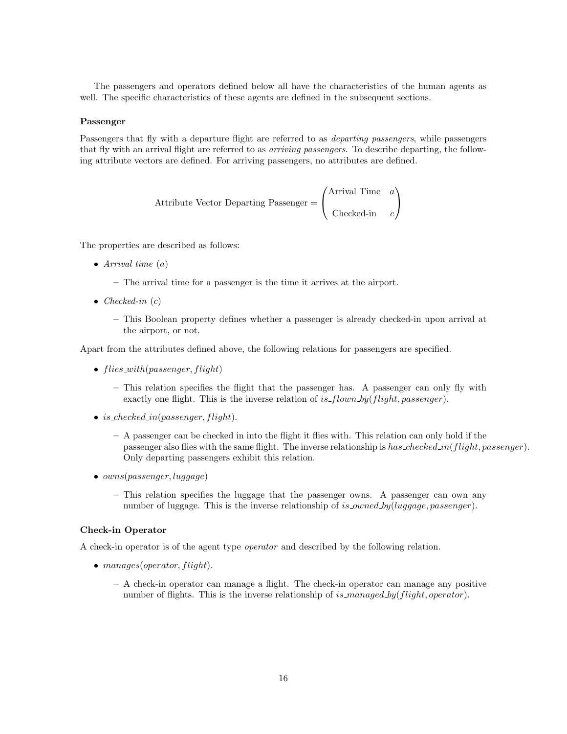The passengers and operators defined below all have the characteristics of the human agents as well. The specific characteristics of these agents are defined in the subsequent sections.

**Passenger**

Passengers that fly with a departure flight are referred to as *departing passengers*, while passengers that fly with an arrival flight are referred to as *arriving passengers*. To describe departing, the following attribute vectors are defined. For arriving passengers, no attributes are defined.

$$\text{Attribute Vector Departing Passenger} = \begin{pmatrix} \text{Arrival Time} & a \\ \\ \text{Checked-in} & c \end{pmatrix}$$

The properties are described as follows:

- *Arrival time* ($a$)
  - The arrival time for a passenger is the time it arrives at the airport.
- *Checked-in* ($c$)
  - This Boolean property defines whether a passenger is already checked-in upon arrival at the airport, or not.

Apart from the attributes defined above, the following relations for passengers are specified.

- $flies\_with(passenger, flight)$
  - This relation specifies the flight that the passenger has. A passenger can only fly with exactly one flight. This is the inverse relation of $is\_flown\_by(flight, passenger)$.
- $is\_checked\_in(passenger, flight)$.
  - A passenger can be checked in into the flight it flies with. This relation can only hold if the passenger also flies with the same flight. The inverse relationship is $has\_checked\_in(flight, passenger)$. Only departing passengers exhibit this relation.
- $owns(passenger, luggage)$
  - This relation specifies the luggage that the passenger owns. A passenger can own any number of luggage. This is the inverse relationship of $is\_owned\_by(luggage, passenger)$.

**Check-in Operator**

A check-in operator is of the agent type *operator* and described by the following relation.

- $manages(operator, flight)$.
  - A check-in operator can manage a flight. The check-in operator can manage any positive number of flights. This is the inverse relationship of $is\_managed\_by(flight, operator)$.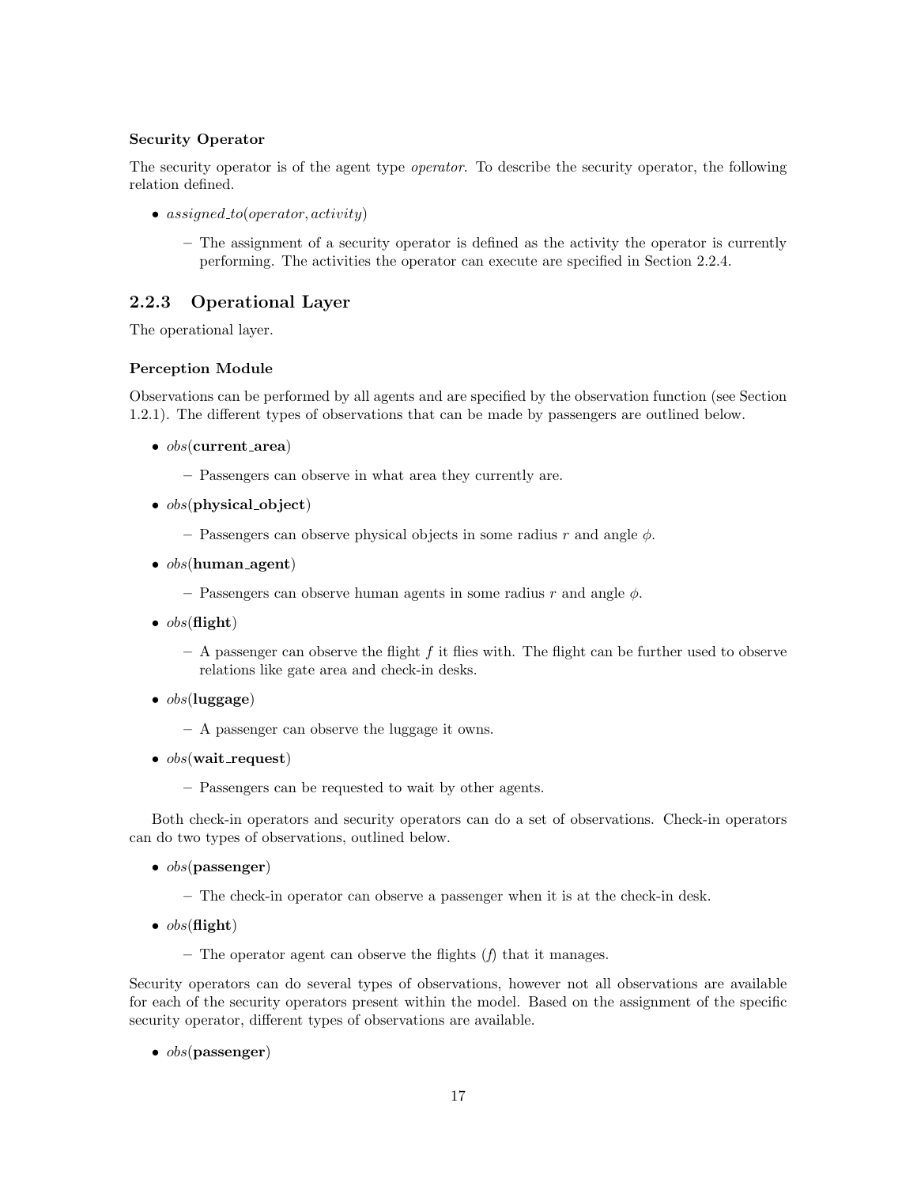**Security Operator**

The security operator is of the agent type *operator*. To describe the security operator, the following relation defined.

- $assigned\_to(operator, activity)$
  - The assignment of a security operator is defined as the activity the operator is currently performing. The activities the operator can execute are specified in Section 2.2.4.

### 2.2.3 Operational Layer

The operational layer.

**Perception Module**

Observations can be performed by all agents and are specified by the observation function (see Section 1.2.1). The different types of observations that can be made by passengers are outlined below.

- *obs*(**current_area**)
  - Passengers can observe in what area they currently are.
- *obs*(**physical_object**)
  - Passengers can observe physical objects in some radius $r$ and angle $\phi$.
- *obs*(**human_agent**)
  - Passengers can observe human agents in some radius $r$ and angle $\phi$.
- *obs*(**flight**)
  - A passenger can observe the flight $f$ it flies with. The flight can be further used to observe relations like gate area and check-in desks.
- *obs*(**luggage**)
  - A passenger can observe the luggage it owns.
- *obs*(**wait_request**)
  - Passengers can be requested to wait by other agents.

Both check-in operators and security operators can do a set of observations. Check-in operators can do two types of observations, outlined below.

- *obs*(**passenger**)
  - The check-in operator can observe a passenger when it is at the check-in desk.
- *obs*(**flight**)
  - The operator agent can observe the flights ($f$) that it manages.

Security operators can do several types of observations, however not all observations are available for each of the security operators present within the model. Based on the assignment of the specific security operator, different types of observations are available.

- *obs*(**passenger**)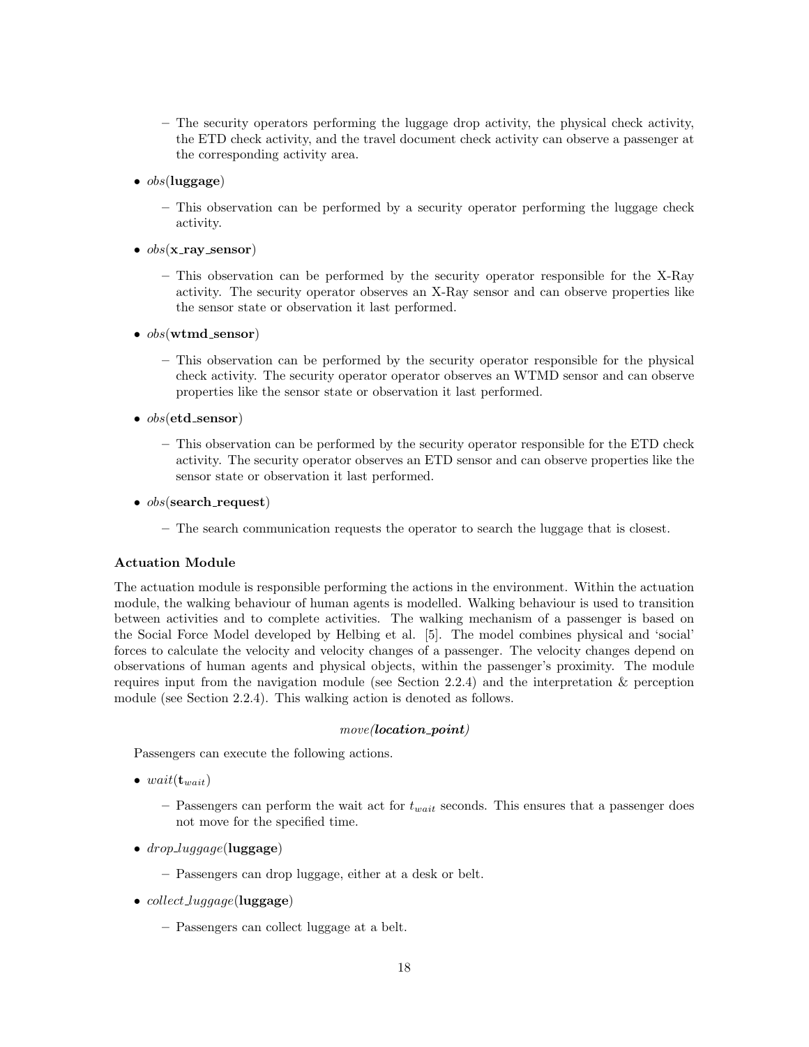- The security operators performing the luggage drop activity, the physical check activity, the ETD check activity, and the travel document check activity can observe a passenger at the corresponding activity area.

- *obs*(**luggage**)
  - This observation can be performed by a security operator performing the luggage check activity.

- *obs*(**x_ray_sensor**)
  - This observation can be performed by the security operator responsible for the X-Ray activity. The security operator observes an X-Ray sensor and can observe properties like the sensor state or observation it last performed.

- *obs*(**wtmd_sensor**)
  - This observation can be performed by the security operator responsible for the physical check activity. The security operator operator observes an WTMD sensor and can observe properties like the sensor state or observation it last performed.

- *obs*(**etd_sensor**)
  - This observation can be performed by the security operator responsible for the ETD check activity. The security operator observes an ETD sensor and can observe properties like the sensor state or observation it last performed.

- *obs*(**search_request**)
  - The search communication requests the operator to search the luggage that is closest.

**Actuation Module**

The actuation module is responsible performing the actions in the environment. Within the actuation module, the walking behaviour of human agents is modelled. Walking behaviour is used to transition between activities and to complete activities. The walking mechanism of a passenger is based on the Social Force Model developed by Helbing et al. [5]. The model combines physical and 'social' forces to calculate the velocity and velocity changes of a passenger. The velocity changes depend on observations of human agents and physical objects, within the passenger's proximity. The module requires input from the navigation module (see Section 2.2.4) and the interpretation & perception module (see Section 2.2.4). This walking action is denoted as follows.

*move(**location_point**)*

Passengers can execute the following actions.

- *wait*($\mathbf{t}_{wait}$)
  - Passengers can perform the wait act for $t_{wait}$ seconds. This ensures that a passenger does not move for the specified time.

- *drop_luggage*(**luggage**)
  - Passengers can drop luggage, either at a desk or belt.

- *collect_luggage*(**luggage**)
  - Passengers can collect luggage at a belt.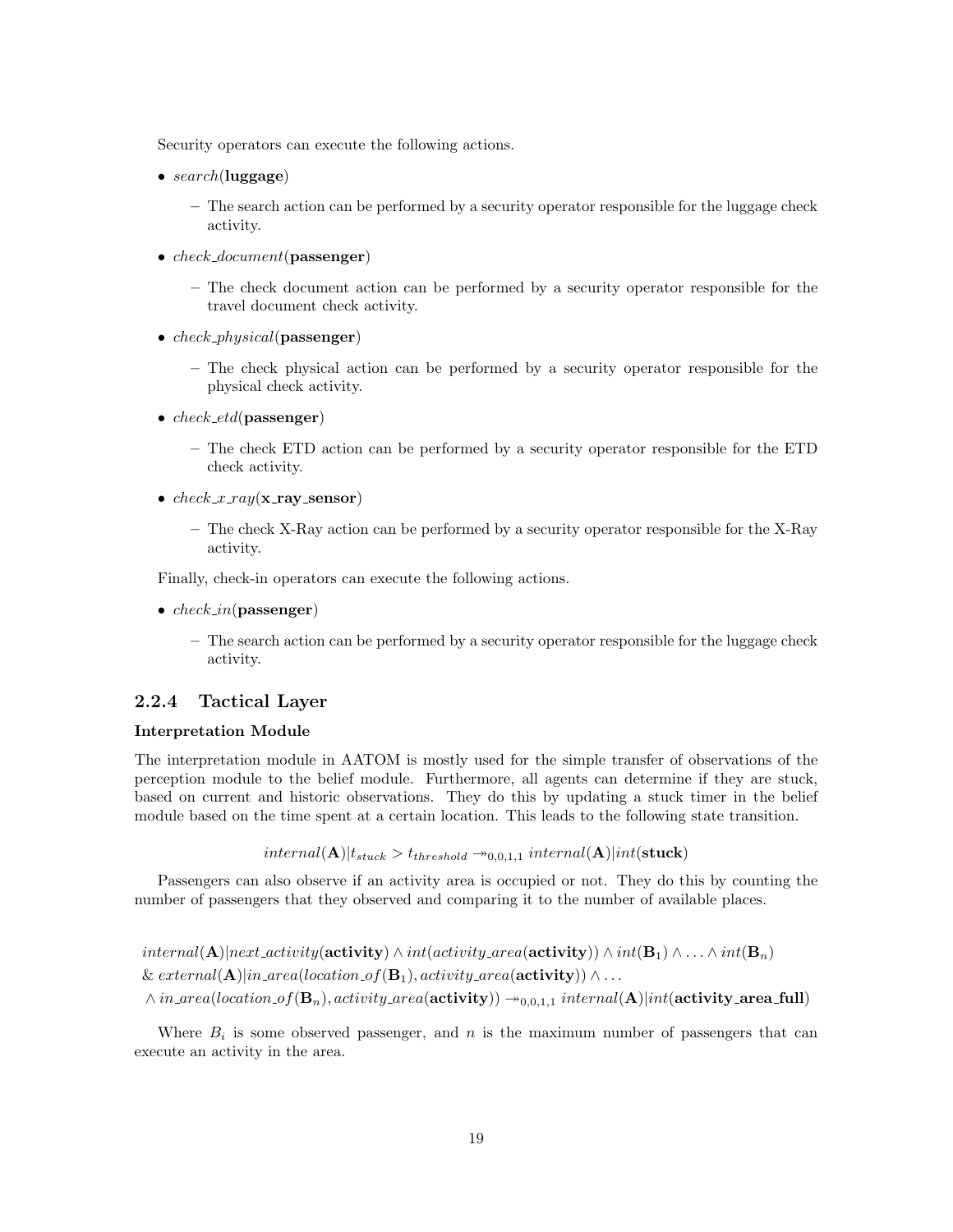Security operators can execute the following actions.

- *search*(**luggage**)
  - The search action can be performed by a security operator responsible for the luggage check activity.
- *check_document*(**passenger**)
  - The check document action can be performed by a security operator responsible for the travel document check activity.
- *check_physical*(**passenger**)
  - The check physical action can be performed by a security operator responsible for the physical check activity.
- *check_etd*(**passenger**)
  - The check ETD action can be performed by a security operator responsible for the ETD check activity.
- *check_x_ray*(**x_ray_sensor**)
  - The check X-Ray action can be performed by a security operator responsible for the X-Ray activity.

Finally, check-in operators can execute the following actions.

- *check_in*(**passenger**)
  - The search action can be performed by a security operator responsible for the luggage check activity.

### 2.2.4 Tactical Layer

**Interpretation Module**

The interpretation module in AATOM is mostly used for the simple transfer of observations of the perception module to the belief module. Furthermore, all agents can determine if they are stuck, based on current and historic observations. They do this by updating a stuck timer in the belief module based on the time spent at a certain location. This leads to the following state transition.

$$internal(\mathbf{A})|t_{stuck} > t_{threshold} \twoheadrightarrow_{0,0,1,1} internal(\mathbf{A})|int(\mathbf{stuck})$$

Passengers can also observe if an activity area is occupied or not. They do this by counting the number of passengers that they observed and comparing it to the number of available places.

$$\begin{aligned}
&internal(\mathbf{A})|next\_activity(\mathbf{activity}) \wedge int(activity\_area(\mathbf{activity})) \wedge int(\mathbf{B}_1) \wedge \ldots \wedge int(\mathbf{B}_n) \\
&\& \; external(\mathbf{A})|in\_area(location\_of(\mathbf{B}_1), activity\_area(\mathbf{activity})) \wedge \ldots \\
&\wedge in\_area(location\_of(\mathbf{B}_n), activity\_area(\mathbf{activity})) \twoheadrightarrow_{0,0,1,1} internal(\mathbf{A})|int(\mathbf{activity\_area\_full})
\end{aligned}$$

Where $B_i$ is some observed passenger, and $n$ is the maximum number of passengers that can execute an activity in the area.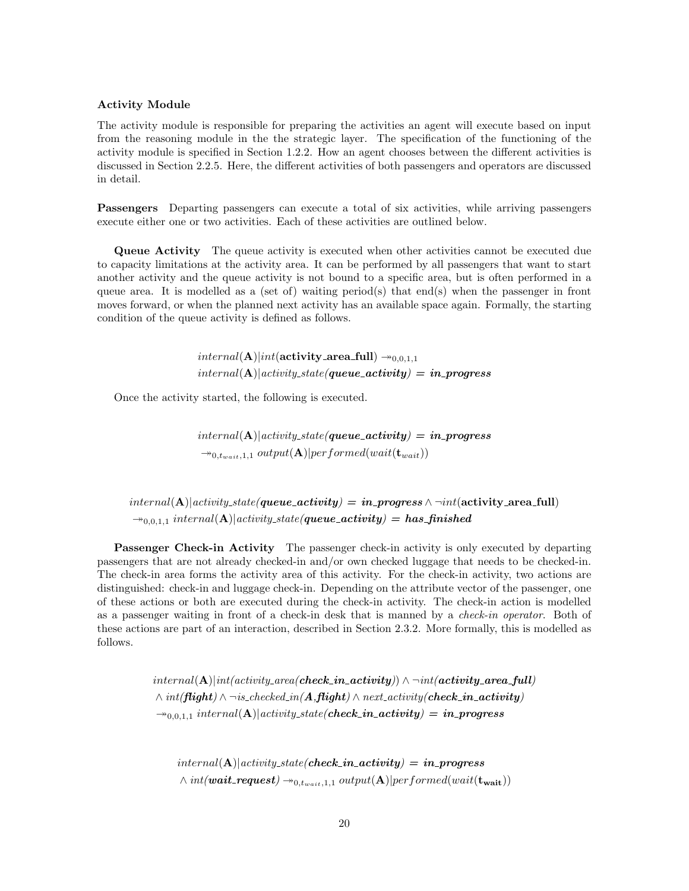#### Activity Module

The activity module is responsible for preparing the activities an agent will execute based on input from the reasoning module in the the strategic layer. The specification of the functioning of the activity module is specified in Section 1.2.2. How an agent chooses between the different activities is discussed in Section 2.2.5. Here, the different activities of both passengers and operators are discussed in detail.

**Passengers** Departing passengers can execute a total of six activities, while arriving passengers execute either one or two activities. Each of these activities are outlined below.

**Queue Activity** The queue activity is executed when other activities cannot be executed due to capacity limitations at the activity area. It can be performed by all passengers that want to start another activity and the queue activity is not bound to a specific area, but is often performed in a queue area. It is modelled as a (set of) waiting period(s) that end(s) when the passenger in front moves forward, or when the planned next activity has an available space again. Formally, the starting condition of the queue activity is defined as follows.

$$
\begin{aligned}
&internal(\mathbf{A})|int(\textbf{activity\_area\_full}) \twoheadrightarrow_{0,0,1,1} \\
&internal(\mathbf{A})|activity\_state(\boldsymbol{queue\_activity}) \boldsymbol{= in\_progress}
\end{aligned}
$$

Once the activity started, the following is executed.

$$
\begin{aligned}
&internal(\mathbf{A})|activity\_state(\boldsymbol{queue\_activity}) \boldsymbol{= in\_progress} \\
&\twoheadrightarrow_{0,t_{wait},1,1} output(\mathbf{A})|performed(wait(\mathbf{t}_{wait}))
\end{aligned}
$$

$$
\begin{aligned}
&internal(\mathbf{A})|activity\_state(\boldsymbol{queue\_activity}) \boldsymbol{= in\_progress} \wedge \neg int(\textbf{activity\_area\_full}) \\
&\twoheadrightarrow_{0,0,1,1} internal(\mathbf{A})|activity\_state(\boldsymbol{queue\_activity}) \boldsymbol{= has\_finished}
\end{aligned}
$$

**Passenger Check-in Activity** The passenger check-in activity is only executed by departing passengers that are not already checked-in and/or own checked luggage that needs to be checked-in. The check-in area forms the activity area of this activity. For the check-in activity, two actions are distinguished: check-in and luggage check-in. Depending on the attribute vector of the passenger, one of these actions or both are executed during the check-in activity. The check-in action is modelled as a passenger waiting in front of a check-in desk that is manned by a *check-in operator*. Both of these actions are part of an interaction, described in Section 2.3.2. More formally, this is modelled as follows.

$$
\begin{aligned}
&internal(\mathbf{A})|int(activity\_area(\boldsymbol{check\_in\_activity})) \wedge \neg int(\boldsymbol{activity\_area\_full}) \\
&\wedge int(\boldsymbol{flight}) \wedge \neg is\_checked\_in(\boldsymbol{A},\boldsymbol{flight}) \wedge next\_activity(\boldsymbol{check\_in\_activity}) \\
&\twoheadrightarrow_{0,0,1,1} internal(\mathbf{A})|activity\_state(\boldsymbol{check\_in\_activity}) \boldsymbol{= in\_progress}
\end{aligned}
$$

$$
\begin{aligned}
&internal(\mathbf{A})|activity\_state(\boldsymbol{check\_in\_activity}) \boldsymbol{= in\_progress} \\
&\wedge int(\boldsymbol{wait\_request}) \twoheadrightarrow_{0,t_{wait},1,1} output(\mathbf{A})|performed(wait(\mathbf{t_{wait}}))
\end{aligned}
$$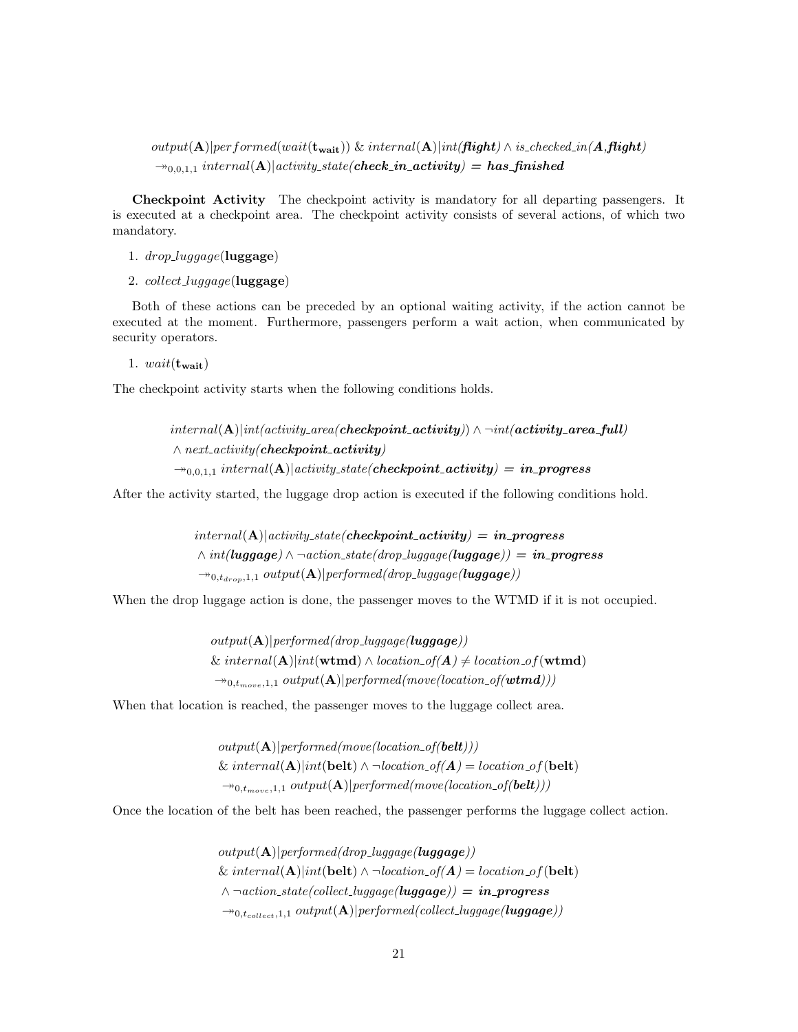$$output(\mathbf{A})|performed(wait(\mathbf{t_{wait}}))\ \&\ internal(\mathbf{A})|int(\boldsymbol{flight}) \wedge is\_checked\_in(\boldsymbol{A},\boldsymbol{flight})$$
$$\twoheadrightarrow_{0,0,1,1}\ internal(\mathbf{A})|activity\_state(\boldsymbol{check\_in\_activity}) = \boldsymbol{has\_finished}$$

**Checkpoint Activity** The checkpoint activity is mandatory for all departing passengers. It is executed at a checkpoint area. The checkpoint activity consists of several actions, of which two mandatory.

1. $drop\_luggage(\mathbf{luggage})$
2. $collect\_luggage(\mathbf{luggage})$

Both of these actions can be preceded by an optional waiting activity, if the action cannot be executed at the moment. Furthermore, passengers perform a wait action, when communicated by security operators.

1. $wait(\mathbf{t_{wait}})$

The checkpoint activity starts when the following conditions holds.

$$internal(\mathbf{A})|int(activity\_area(\boldsymbol{checkpoint\_activity})) \wedge \neg int(\boldsymbol{activity\_area\_full})$$
$$\wedge\ next\_activity(\boldsymbol{checkpoint\_activity})$$
$$\twoheadrightarrow_{0,0,1,1}\ internal(\mathbf{A})|activity\_state(\boldsymbol{checkpoint\_activity}) = \boldsymbol{in\_progress}$$

After the activity started, the luggage drop action is executed if the following conditions hold.

$$internal(\mathbf{A})|activity\_state(\boldsymbol{checkpoint\_activity}) = \boldsymbol{in\_progress}$$
$$\wedge\ int(\boldsymbol{luggage}) \wedge \neg action\_state(drop\_luggage(\boldsymbol{luggage})) = \boldsymbol{in\_progress}$$
$$\twoheadrightarrow_{0,t_{drop},1,1}\ output(\mathbf{A})|performed(drop\_luggage(\boldsymbol{luggage}))$$

When the drop luggage action is done, the passenger moves to the WTMD if it is not occupied.

$$output(\mathbf{A})|performed(drop\_luggage(\boldsymbol{luggage}))$$
$$\&\ internal(\mathbf{A})|int(\mathbf{wtmd}) \wedge location\_of(\boldsymbol{A}) \neq location\_of(\mathbf{wtmd})$$
$$\twoheadrightarrow_{0,t_{move},1,1}\ output(\mathbf{A})|performed(move(location\_of(\boldsymbol{wtmd})))$$

When that location is reached, the passenger moves to the luggage collect area.

$$output(\mathbf{A})|performed(move(location\_of(\boldsymbol{belt})))$$
$$\&\ internal(\mathbf{A})|int(\mathbf{belt}) \wedge \neg location\_of(\boldsymbol{A}) = location\_of(\mathbf{belt})$$
$$\twoheadrightarrow_{0,t_{move},1,1}\ output(\mathbf{A})|performed(move(location\_of(\boldsymbol{belt})))$$

Once the location of the belt has been reached, the passenger performs the luggage collect action.

$$output(\mathbf{A})|performed(drop\_luggage(\boldsymbol{luggage}))$$
$$\&\ internal(\mathbf{A})|int(\mathbf{belt}) \wedge \neg location\_of(\boldsymbol{A}) = location\_of(\mathbf{belt})$$
$$\wedge\ \neg action\_state(collect\_luggage(\boldsymbol{luggage})) = \boldsymbol{in\_progress}$$
$$\twoheadrightarrow_{0,t_{collect},1,1}\ output(\mathbf{A})|performed(collect\_luggage(\boldsymbol{luggage}))$$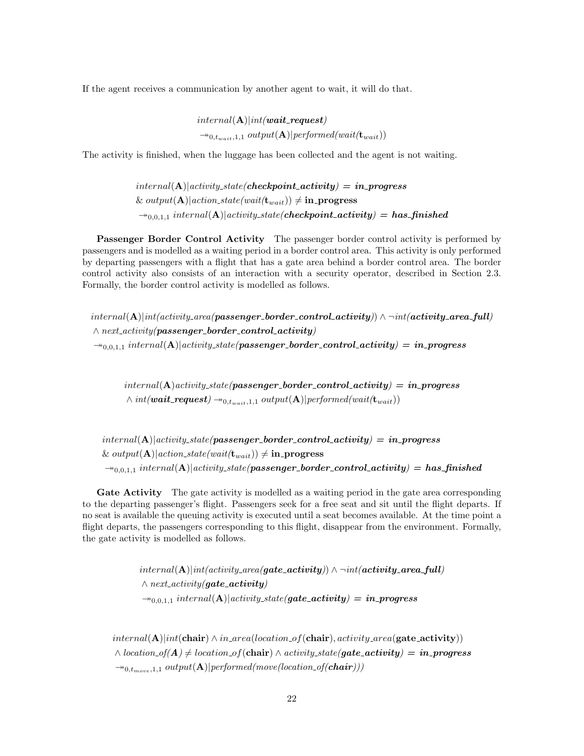If the agent receives a communication by another agent to wait, it will do that.

$$internal(\mathbf{A})|int(\boldsymbol{wait\_request}) \\ \twoheadrightarrow_{0,t_{wait},1,1} output(\mathbf{A})|performed(wait(\mathbf{t}_{wait}))$$

The activity is finished, when the luggage has been collected and the agent is not waiting.

$$internal(\mathbf{A})|activity\_state(\boldsymbol{checkpoint\_activity}) = \boldsymbol{in\_progress} \\ \& \; output(\mathbf{A})|action\_state(wait(\mathbf{t}_{wait})) \neq \mathbf{in\_progress} \\ \twoheadrightarrow_{0,0,1,1} internal(\mathbf{A})|activity\_state(\boldsymbol{checkpoint\_activity}) = \boldsymbol{has\_finished}$$

**Passenger Border Control Activity** The passenger border control activity is performed by passengers and is modelled as a waiting period in a border control area. This activity is only performed by departing passengers with a flight that has a gate area behind a border control area. The border control activity also consists of an interaction with a security operator, described in Section 2.3. Formally, the border control activity is modelled as follows.

$$internal(\mathbf{A})|int(activity\_area(\boldsymbol{passenger\_border\_control\_activity})) \wedge \neg int(\boldsymbol{activity\_area\_full}) \\ \wedge \; next\_activity(\boldsymbol{passenger\_border\_control\_activity}) \\ \twoheadrightarrow_{0,0,1,1} internal(\mathbf{A})|activity\_state(\boldsymbol{passenger\_border\_control\_activity}) = \boldsymbol{in\_progress}$$

$$internal(\mathbf{A})activity\_state(\boldsymbol{passenger\_border\_control\_activity}) = \boldsymbol{in\_progress} \\ \wedge \; int(\boldsymbol{wait\_request}) \twoheadrightarrow_{0,t_{wait},1,1} output(\mathbf{A})|performed(wait(\mathbf{t}_{wait}))$$

$$internal(\mathbf{A})|activity\_state(\boldsymbol{passenger\_border\_control\_activity}) = \boldsymbol{in\_progress} \\ \& \; output(\mathbf{A})|action\_state(wait(\mathbf{t}_{wait})) \neq \mathbf{in\_progress} \\ \twoheadrightarrow_{0,0,1,1} internal(\mathbf{A})|activity\_state(\boldsymbol{passenger\_border\_control\_activity}) = \boldsymbol{has\_finished}$$

**Gate Activity** The gate activity is modelled as a waiting period in the gate area corresponding to the departing passenger's flight. Passengers seek for a free seat and sit until the flight departs. If no seat is available the queuing activity is executed until a seat becomes available. At the time point a flight departs, the passengers corresponding to this flight, disappear from the environment. Formally, the gate activity is modelled as follows.

$$internal(\mathbf{A})|int(activity\_area(\boldsymbol{gate\_activity})) \wedge \neg int(\boldsymbol{activity\_area\_full}) \\ \wedge \; next\_activity(\boldsymbol{gate\_activity}) \\ \twoheadrightarrow_{0,0,1,1} internal(\mathbf{A})|activity\_state(\boldsymbol{gate\_activity}) = \boldsymbol{in\_progress}$$

$$internal(\mathbf{A})|int(\mathbf{chair}) \wedge in\_area(location\_of(\mathbf{chair}), activity\_area(\mathbf{gate\_activity})) \\ \wedge \; location\_of(\boldsymbol{A}) \neq location\_of(\mathbf{chair}) \wedge activity\_state(\boldsymbol{gate\_activity}) = \boldsymbol{in\_progress} \\ \twoheadrightarrow_{0,t_{move},1,1} output(\mathbf{A})|performed(move(location\_of(\boldsymbol{chair})))$$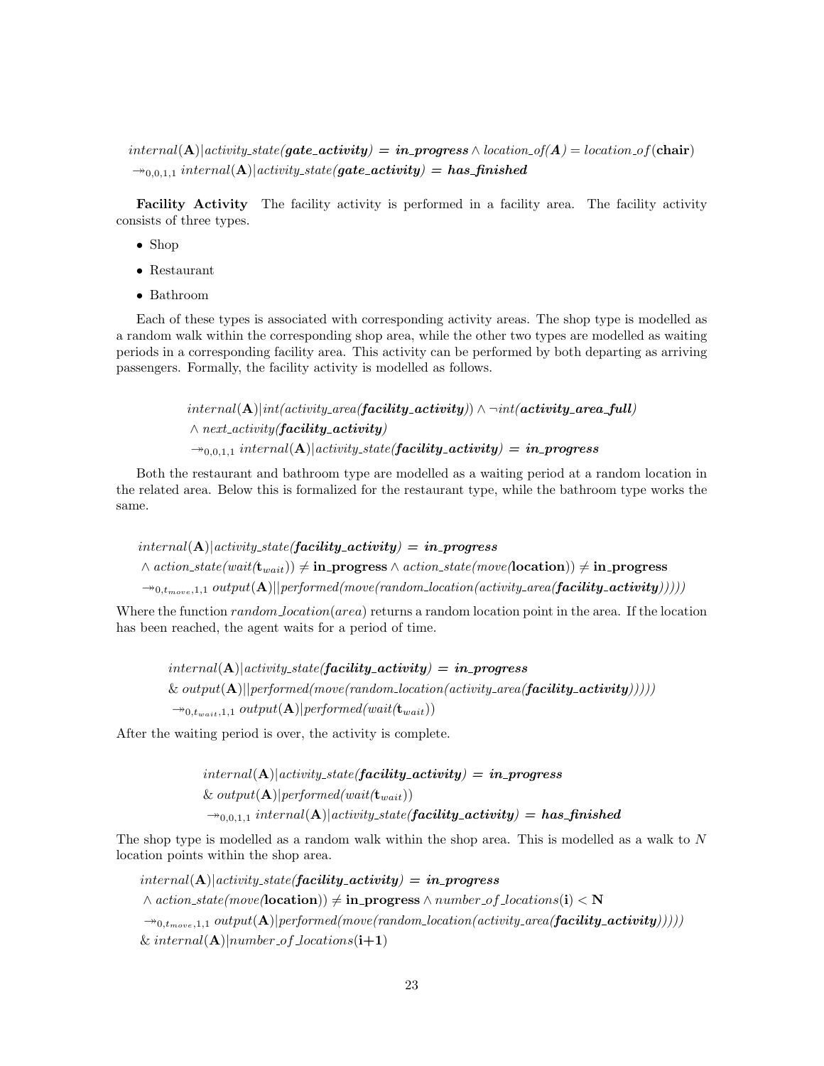$$internal(\mathbf{A})|activity\_state(\boldsymbol{gate\_activity}) = \boldsymbol{in\_progress} \wedge location\_of(A) = location\_of(\mathbf{chair})$$
$$\twoheadrightarrow_{0,0,1,1} internal(\mathbf{A})|activity\_state(\boldsymbol{gate\_activity}) = \boldsymbol{has\_finished}$$

**Facility Activity** The facility activity is performed in a facility area. The facility activity consists of three types.

- Shop
- Restaurant
- Bathroom

Each of these types is associated with corresponding activity areas. The shop type is modelled as a random walk within the corresponding shop area, while the other two types are modelled as waiting periods in a corresponding facility area. This activity can be performed by both departing as arriving passengers. Formally, the facility activity is modelled as follows.

$$internal(\mathbf{A})|int(activity\_area(\boldsymbol{facility\_activity})) \wedge \neg int(\boldsymbol{activity\_area\_full})$$
$$\wedge\ next\_activity(\boldsymbol{facility\_activity})$$
$$\twoheadrightarrow_{0,0,1,1} internal(\mathbf{A})|activity\_state(\boldsymbol{facility\_activity}) = \boldsymbol{in\_progress}$$

Both the restaurant and bathroom type are modelled as a waiting period at a random location in the related area. Below this is formalized for the restaurant type, while the bathroom type works the same.

$$internal(\mathbf{A})|activity\_state(\boldsymbol{facility\_activity}) = \boldsymbol{in\_progress}$$
$$\wedge\ action\_state(wait(\mathbf{t}_{wait})) \neq \mathbf{in\_progress} \wedge action\_state(move(\mathbf{location})) \neq \mathbf{in\_progress}$$
$$\twoheadrightarrow_{0,t_{move},1,1} output(\mathbf{A})||performed(move(random\_location(activity\_area(\boldsymbol{facility\_activity}))))$$

Where the function $random\_location(area)$ returns a random location point in the area. If the location has been reached, the agent waits for a period of time.

$$internal(\mathbf{A})|activity\_state(\boldsymbol{facility\_activity}) = \boldsymbol{in\_progress}$$
$$\&\ output(\mathbf{A})||performed(move(random\_location(activity\_area(\boldsymbol{facility\_activity}))))$$
$$\twoheadrightarrow_{0,t_{wait},1,1} output(\mathbf{A})|performed(wait(\mathbf{t}_{wait}))$$

After the waiting period is over, the activity is complete.

$$internal(\mathbf{A})|activity\_state(\boldsymbol{facility\_activity}) = \boldsymbol{in\_progress}$$
$$\&\ output(\mathbf{A})|performed(wait(\mathbf{t}_{wait}))$$
$$\twoheadrightarrow_{0,0,1,1} internal(\mathbf{A})|activity\_state(\boldsymbol{facility\_activity}) = \boldsymbol{has\_finished}$$

The shop type is modelled as a random walk within the shop area. This is modelled as a walk to $N$ location points within the shop area.

$$internal(\mathbf{A})|activity\_state(\boldsymbol{facility\_activity}) = \boldsymbol{in\_progress}$$
$$\wedge\ action\_state(move(\mathbf{location})) \neq \mathbf{in\_progress} \wedge number\_of\_locations(\mathbf{i}) < \mathbf{N}$$
$$\twoheadrightarrow_{0,t_{move},1,1} output(\mathbf{A})|performed(move(random\_location(activity\_area(\boldsymbol{facility\_activity}))))$$
$$\&\ internal(\mathbf{A})|number\_of\_locations(\mathbf{i+1})$$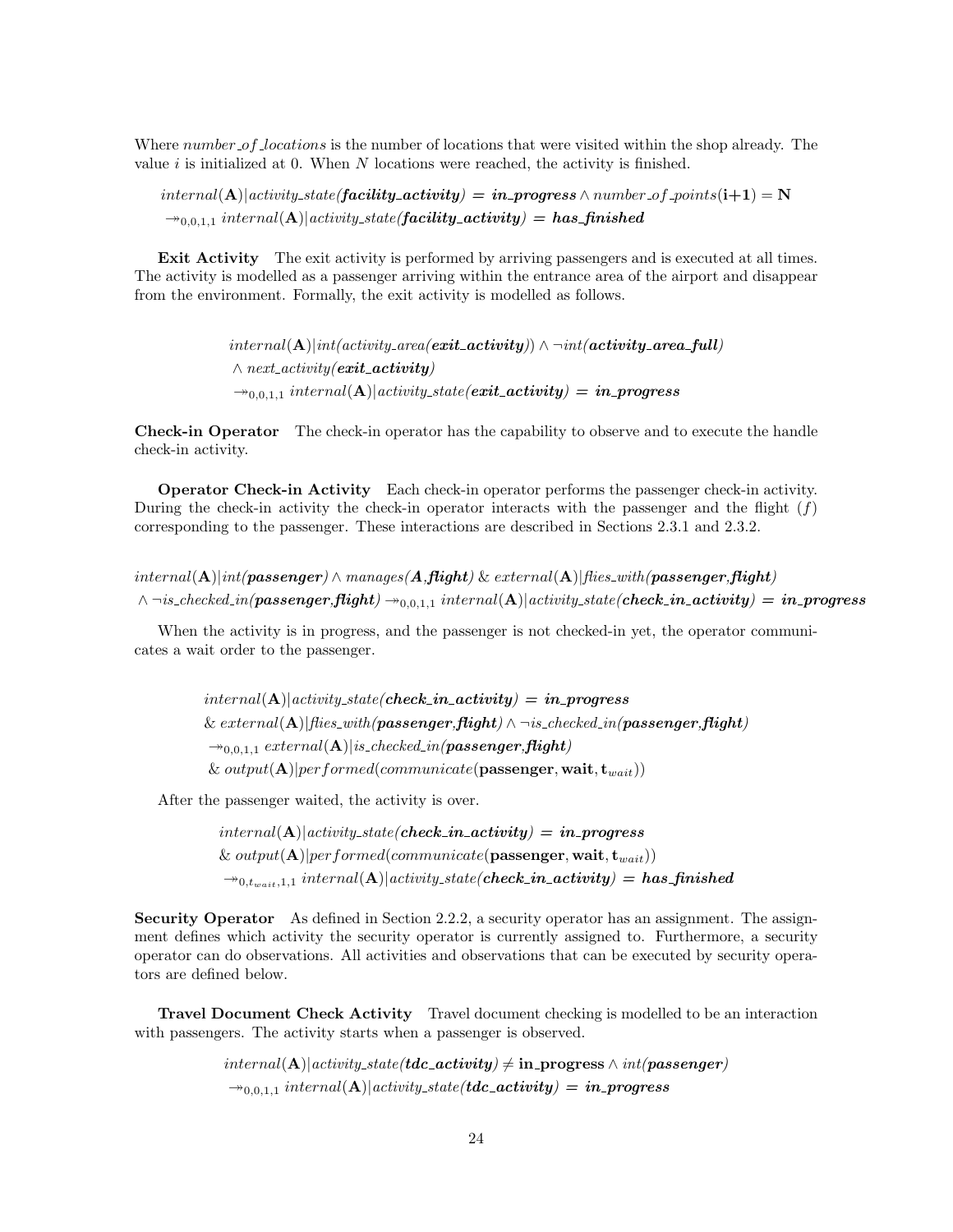Where *number_of_locations* is the number of locations that were visited within the shop already. The value $i$ is initialized at 0. When $N$ locations were reached, the activity is finished.

$$internal(\mathbf{A})|activity\_state(\boldsymbol{facility\_activity}) = \boldsymbol{in\_progress} \wedge number\_of\_points(\mathbf{i+1}) = \mathbf{N}$$
$$\twoheadrightarrow_{0,0,1,1} internal(\mathbf{A})|activity\_state(\boldsymbol{facility\_activity}) = \boldsymbol{has\_finished}$$

**Exit Activity** The exit activity is performed by arriving passengers and is executed at all times. The activity is modelled as a passenger arriving within the entrance area of the airport and disappear from the environment. Formally, the exit activity is modelled as follows.

$$internal(\mathbf{A})|int(activity\_area(\boldsymbol{exit\_activity})) \wedge \neg int(\boldsymbol{activity\_area\_full})$$
$$\wedge\ next\_activity(\boldsymbol{exit\_activity})$$
$$\twoheadrightarrow_{0,0,1,1} internal(\mathbf{A})|activity\_state(\boldsymbol{exit\_activity}) = \boldsymbol{in\_progress}$$

**Check-in Operator** The check-in operator has the capability to observe and to execute the handle check-in activity.

**Operator Check-in Activity** Each check-in operator performs the passenger check-in activity. During the check-in activity the check-in operator interacts with the passenger and the flight ($f$) corresponding to the passenger. These interactions are described in Sections 2.3.1 and 2.3.2.

$$internal(\mathbf{A})|int(\boldsymbol{passenger}) \wedge manages(\boldsymbol{A},\boldsymbol{flight})\ \&\ external(\mathbf{A})|flies\_with(\boldsymbol{passenger},\boldsymbol{flight})$$
$$\wedge \neg is\_checked\_in(\boldsymbol{passenger},\boldsymbol{flight}) \twoheadrightarrow_{0,0,1,1} internal(\mathbf{A})|activity\_state(\boldsymbol{check\_in\_activity}) = \boldsymbol{in\_progress}$$

When the activity is in progress, and the passenger is not checked-in yet, the operator communicates a wait order to the passenger.

$$internal(\mathbf{A})|activity\_state(\boldsymbol{check\_in\_activity}) = \boldsymbol{in\_progress}$$
$$\&\ external(\mathbf{A})|flies\_with(\boldsymbol{passenger},\boldsymbol{flight}) \wedge \neg is\_checked\_in(\boldsymbol{passenger},\boldsymbol{flight})$$
$$\twoheadrightarrow_{0,0,1,1} external(\mathbf{A})|is\_checked\_in(\boldsymbol{passenger},\boldsymbol{flight})$$
$$\&\ output(\mathbf{A})|performed(communicate(\mathbf{passenger}, \mathbf{wait}, \mathbf{t}_{wait}))$$

After the passenger waited, the activity is over.

$$internal(\mathbf{A})|activity\_state(\boldsymbol{check\_in\_activity}) = \boldsymbol{in\_progress}$$
$$\&\ output(\mathbf{A})|performed(communicate(\mathbf{passenger}, \mathbf{wait}, \mathbf{t}_{wait}))$$
$$\twoheadrightarrow_{0,t_{wait},1,1} internal(\mathbf{A})|activity\_state(\boldsymbol{check\_in\_activity}) = \boldsymbol{has\_finished}$$

**Security Operator** As defined in Section 2.2.2, a security operator has an assignment. The assignment defines which activity the security operator is currently assigned to. Furthermore, a security operator can do observations. All activities and observations that can be executed by security operators are defined below.

**Travel Document Check Activity** Travel document checking is modelled to be an interaction with passengers. The activity starts when a passenger is observed.

$$internal(\mathbf{A})|activity\_state(\boldsymbol{tdc\_activity}) \neq \mathbf{in\_progress} \wedge int(\boldsymbol{passenger})$$
$$\twoheadrightarrow_{0,0,1,1} internal(\mathbf{A})|activity\_state(\boldsymbol{tdc\_activity}) = \boldsymbol{in\_progress}$$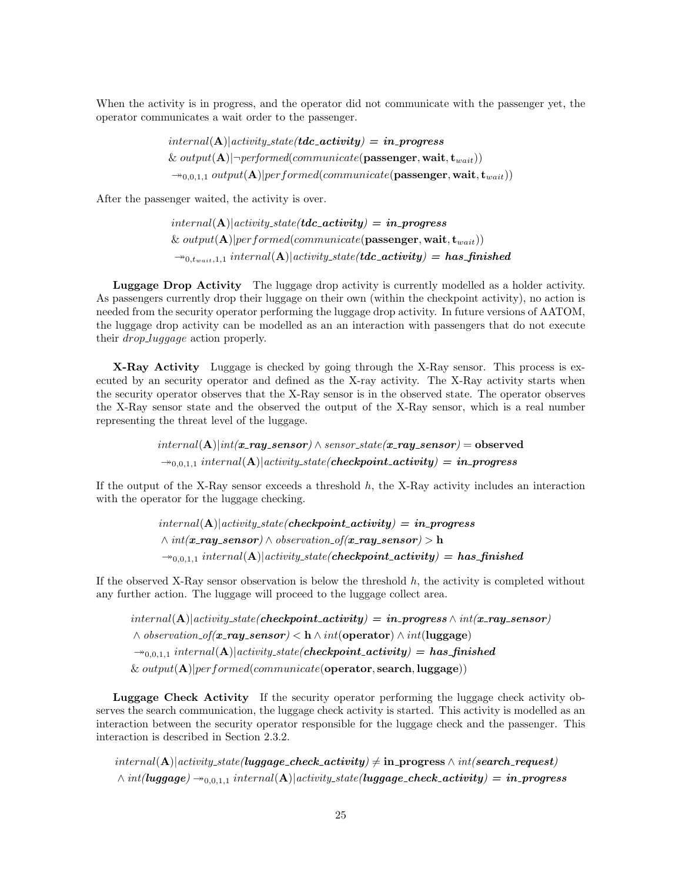When the activity is in progress, and the operator did not communicate with the passenger yet, the operator communicates a wait order to the passenger.

$$
\begin{aligned}
& internal(\mathbf{A})|activity\_state(\boldsymbol{tdc\_activity}) = \boldsymbol{in\_progress} \\
& \&\ output(\mathbf{A})|\neg performed(communicate(\mathbf{passenger}, \mathbf{wait}, \mathbf{t}_{wait})) \\
& \twoheadrightarrow_{0,0,1,1} output(\mathbf{A})|performed(communicate(\mathbf{passenger}, \mathbf{wait}, \mathbf{t}_{wait}))
\end{aligned}
$$

After the passenger waited, the activity is over.

$$
\begin{aligned}
& internal(\mathbf{A})|activity\_state(\boldsymbol{tdc\_activity}) = \boldsymbol{in\_progress} \\
& \&\ output(\mathbf{A})|performed(communicate(\mathbf{passenger}, \mathbf{wait}, \mathbf{t}_{wait})) \\
& \twoheadrightarrow_{0,t_{wait},1,1} internal(\mathbf{A})|activity\_state(\boldsymbol{tdc\_activity}) = \boldsymbol{has\_finished}
\end{aligned}
$$

**Luggage Drop Activity** The luggage drop activity is currently modelled as a holder activity. As passengers currently drop their luggage on their own (within the checkpoint activity), no action is needed from the security operator performing the luggage drop activity. In future versions of AATOM, the luggage drop activity can be modelled as an an interaction with passengers that do not execute their *drop_luggage* action properly.

**X-Ray Activity** Luggage is checked by going through the X-Ray sensor. This process is executed by an security operator and defined as the X-ray activity. The X-Ray activity starts when the security operator observes that the X-Ray sensor is in the observed state. The operator observes the X-Ray sensor state and the observed the output of the X-Ray sensor, which is a real number representing the threat level of the luggage.

$$
\begin{aligned}
& internal(\mathbf{A})|int(\boldsymbol{x\_ray\_sensor}) \wedge sensor\_state(\boldsymbol{x\_ray\_sensor}) = \mathbf{observed} \\
& \twoheadrightarrow_{0,0,1,1} internal(\mathbf{A})|activity\_state(\boldsymbol{checkpoint\_activity}) = \boldsymbol{in\_progress}
\end{aligned}
$$

If the output of the X-Ray sensor exceeds a threshold $h$, the X-Ray activity includes an interaction with the operator for the luggage checking.

$$
\begin{aligned}
& internal(\mathbf{A})|activity\_state(\boldsymbol{checkpoint\_activity}) = \boldsymbol{in\_progress} \\
& \wedge int(\boldsymbol{x\_ray\_sensor}) \wedge observation\_of(\boldsymbol{x\_ray\_sensor}) > \mathbf{h} \\
& \twoheadrightarrow_{0,0,1,1} internal(\mathbf{A})|activity\_state(\boldsymbol{checkpoint\_activity}) = \boldsymbol{has\_finished}
\end{aligned}
$$

If the observed X-Ray sensor observation is below the threshold $h$, the activity is completed without any further action. The luggage will proceed to the luggage collect area.

$$
\begin{aligned}
& internal(\mathbf{A})|activity\_state(\boldsymbol{checkpoint\_activity}) = \boldsymbol{in\_progress} \wedge int(\boldsymbol{x\_ray\_sensor}) \\
& \wedge observation\_of(\boldsymbol{x\_ray\_sensor}) < \mathbf{h} \wedge int(\mathbf{operator}) \wedge int(\mathbf{luggage}) \\
& \twoheadrightarrow_{0,0,1,1} internal(\mathbf{A})|activity\_state(\boldsymbol{checkpoint\_activity}) = \boldsymbol{has\_finished} \\
& \&\ output(\mathbf{A})|performed(communicate(\mathbf{operator}, \mathbf{search}, \mathbf{luggage}))
\end{aligned}
$$

**Luggage Check Activity** If the security operator performing the luggage check activity observes the search communication, the luggage check activity is started. This activity is modelled as an interaction between the security operator responsible for the luggage check and the passenger. This interaction is described in Section 2.3.2.

$$
\begin{aligned}
& internal(\mathbf{A})|activity\_state(\boldsymbol{luggage\_check\_activity}) \neq \mathbf{in\_progress} \wedge int(\boldsymbol{search\_request}) \\
& \wedge int(\boldsymbol{luggage}) \twoheadrightarrow_{0,0,1,1} internal(\mathbf{A})|activity\_state(\boldsymbol{luggage\_check\_activity}) = \boldsymbol{in\_progress}
\end{aligned}
$$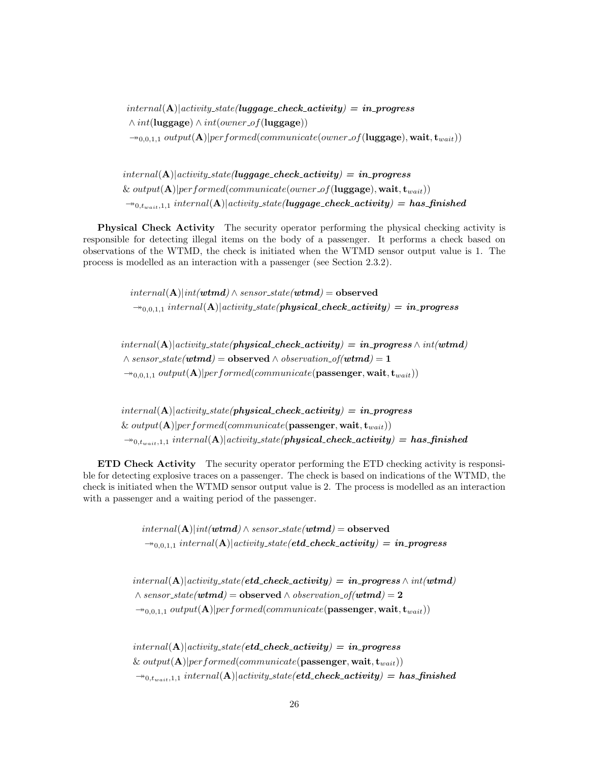$$
\begin{aligned}
& internal(\mathbf{A})|activity\_state(\boldsymbol{luggage\_check\_activity}) = \boldsymbol{in\_progress} \\
& \wedge int(\mathbf{luggage}) \wedge int(owner\_of(\mathbf{luggage})) \\
& \twoheadrightarrow_{0,0,1,1} output(\mathbf{A})|performed(communicate(owner\_of(\mathbf{luggage}), \mathbf{wait}, \mathbf{t}_{wait}))
\end{aligned}
$$

$$
\begin{aligned}
& internal(\mathbf{A})|activity\_state(\boldsymbol{luggage\_check\_activity}) = \boldsymbol{in\_progress} \\
& \&\ output(\mathbf{A})|performed(communicate(owner\_of(\mathbf{luggage}), \mathbf{wait}, \mathbf{t}_{wait})) \\
& \twoheadrightarrow_{0,t_{wait},1,1} internal(\mathbf{A})|activity\_state(\boldsymbol{luggage\_check\_activity}) = \boldsymbol{has\_finished}
\end{aligned}
$$

**Physical Check Activity** The security operator performing the physical checking activity is responsible for detecting illegal items on the body of a passenger. It performs a check based on observations of the WTMD, the check is initiated when the WTMD sensor output value is 1. The process is modelled as an interaction with a passenger (see Section 2.3.2).

$$
\begin{aligned}
& internal(\mathbf{A})|int(\boldsymbol{wtmd}) \wedge sensor\_state(\boldsymbol{wtmd}) = \mathbf{observed} \\
& \twoheadrightarrow_{0,0,1,1} internal(\mathbf{A})|activity\_state(\boldsymbol{physical\_check\_activity}) = \boldsymbol{in\_progress}
\end{aligned}
$$

$$
\begin{aligned}
& internal(\mathbf{A})|activity\_state(\boldsymbol{physical\_check\_activity}) = \boldsymbol{in\_progress} \wedge int(\boldsymbol{wtmd}) \\
& \wedge sensor\_state(\boldsymbol{wtmd}) = \mathbf{observed} \wedge observation\_of(\boldsymbol{wtmd}) = \mathbf{1} \\
& \twoheadrightarrow_{0,0,1,1} output(\mathbf{A})|performed(communicate(\mathbf{passenger}, \mathbf{wait}, \mathbf{t}_{wait}))
\end{aligned}
$$

$$
\begin{aligned}
& internal(\mathbf{A})|activity\_state(\boldsymbol{physical\_check\_activity}) = \boldsymbol{in\_progress} \\
& \&\ output(\mathbf{A})|performed(communicate(\mathbf{passenger}, \mathbf{wait}, \mathbf{t}_{wait})) \\
& \twoheadrightarrow_{0,t_{wait},1,1} internal(\mathbf{A})|activity\_state(\boldsymbol{physical\_check\_activity}) = \boldsymbol{has\_finished}
\end{aligned}
$$

**ETD Check Activity** The security operator performing the ETD checking activity is responsible for detecting explosive traces on a passenger. The check is based on indications of the WTMD, the check is initiated when the WTMD sensor output value is 2. The process is modelled as an interaction with a passenger and a waiting period of the passenger.

$$
\begin{aligned}
& internal(\mathbf{A})|int(\boldsymbol{wtmd}) \wedge sensor\_state(\boldsymbol{wtmd}) = \mathbf{observed} \\
& \twoheadrightarrow_{0,0,1,1} internal(\mathbf{A})|activity\_state(\boldsymbol{etd\_check\_activity}) = \boldsymbol{in\_progress}
\end{aligned}
$$

$$
\begin{aligned}
& internal(\mathbf{A})|activity\_state(\boldsymbol{etd\_check\_activity}) = \boldsymbol{in\_progress} \wedge int(\boldsymbol{wtmd}) \\
& \wedge sensor\_state(\boldsymbol{wtmd}) = \mathbf{observed} \wedge observation\_of(\boldsymbol{wtmd}) = \mathbf{2} \\
& \twoheadrightarrow_{0,0,1,1} output(\mathbf{A})|performed(communicate(\mathbf{passenger}, \mathbf{wait}, \mathbf{t}_{wait}))
\end{aligned}
$$

$$
\begin{aligned}
& internal(\mathbf{A})|activity\_state(\boldsymbol{etd\_check\_activity}) = \boldsymbol{in\_progress} \\
& \&\ output(\mathbf{A})|performed(communicate(\mathbf{passenger}, \mathbf{wait}, \mathbf{t}_{wait})) \\
& \twoheadrightarrow_{0,t_{wait},1,1} internal(\mathbf{A})|activity\_state(\boldsymbol{etd\_check\_activity}) = \boldsymbol{has\_finished}
\end{aligned}
$$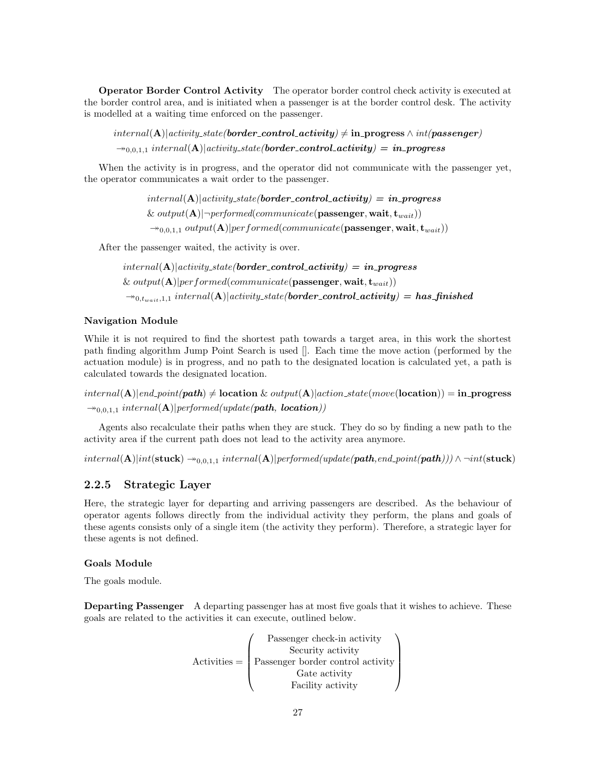**Operator Border Control Activity** The operator border control check activity is executed at the border control area, and is initiated when a passenger is at the border control desk. The activity is modelled at a waiting time enforced on the passenger.

$$internal(\mathbf{A})|\mathit{activity\_state}(\textbf{\textit{border\_control\_activity}}) \neq \textbf{in\_progress} \wedge \mathit{int}(\textbf{\textit{passenger}})$$
$$\twoheadrightarrow_{0,0,1,1} internal(\mathbf{A})|\mathit{activity\_state}(\textbf{\textit{border\_control\_activity}}) = \textbf{\textit{in\_progress}}$$

When the activity is in progress, and the operator did not communicate with the passenger yet, the operator communicates a wait order to the passenger.

$$internal(\mathbf{A})|\mathit{activity\_state}(\textbf{\textit{border\_control\_activity}}) = \textbf{\textit{in\_progress}}$$
$$\&\ output(\mathbf{A})|\neg performed(communicate(\mathbf{passenger}, \mathbf{wait}, \mathbf{t}_{wait}))$$
$$\twoheadrightarrow_{0,0,1,1} output(\mathbf{A})|performed(communicate(\mathbf{passenger}, \mathbf{wait}, \mathbf{t}_{wait}))$$

After the passenger waited, the activity is over.

$$internal(\mathbf{A})|\mathit{activity\_state}(\textbf{\textit{border\_control\_activity}}) = \textbf{\textit{in\_progress}}$$
$$\&\ output(\mathbf{A})|performed(communicate(\mathbf{passenger}, \mathbf{wait}, \mathbf{t}_{wait}))$$
$$\twoheadrightarrow_{0,t_{wait},1,1} internal(\mathbf{A})|\mathit{activity\_state}(\textbf{\textit{border\_control\_activity}}) = \textbf{\textit{has\_finished}}$$

#### Navigation Module

While it is not required to find the shortest path towards a target area, in this work the shortest path finding algorithm Jump Point Search is used []. Each time the move action (performed by the actuation module) is in progress, and no path to the designated location is calculated yet, a path is calculated towards the designated location.

$$internal(\mathbf{A})|\mathit{end\_point}(\textbf{\textit{path}}) \neq \mathbf{location}\ \&\ output(\mathbf{A})|\mathit{action\_state}(move(\mathbf{location})) = \mathbf{in\_progress}$$
$$\twoheadrightarrow_{0,0,1,1} internal(\mathbf{A})|\mathit{performed}(\mathit{update}(\textbf{\textit{path, location}}))$$

Agents also recalculate their paths when they are stuck. They do so by finding a new path to the activity area if the current path does not lead to the activity area anymore.

$$internal(\mathbf{A})|int(\mathbf{stuck}) \twoheadrightarrow_{0,0,1,1} internal(\mathbf{A})|\mathit{performed}(\mathit{update}(\textbf{\textit{path}}, \mathit{end\_point}(\textbf{\textit{path}}))) \wedge \neg int(\mathbf{stuck})$$

### 2.2.5 Strategic Layer

Here, the strategic layer for departing and arriving passengers are described. As the behaviour of operator agents follows directly from the individual activity they perform, the plans and goals of these agents consists only of a single item (the activity they perform). Therefore, a strategic layer for these agents is not defined.

#### Goals Module

The goals module.

**Departing Passenger** A departing passenger has at most five goals that it wishes to achieve. These goals are related to the activities it can execute, outlined below.

$$\text{Activities} = \begin{pmatrix} \text{Passenger check-in activity} \\ \text{Security activity} \\ \text{Passenger border control activity} \\ \text{Gate activity} \\ \text{Facility activity} \end{pmatrix}$$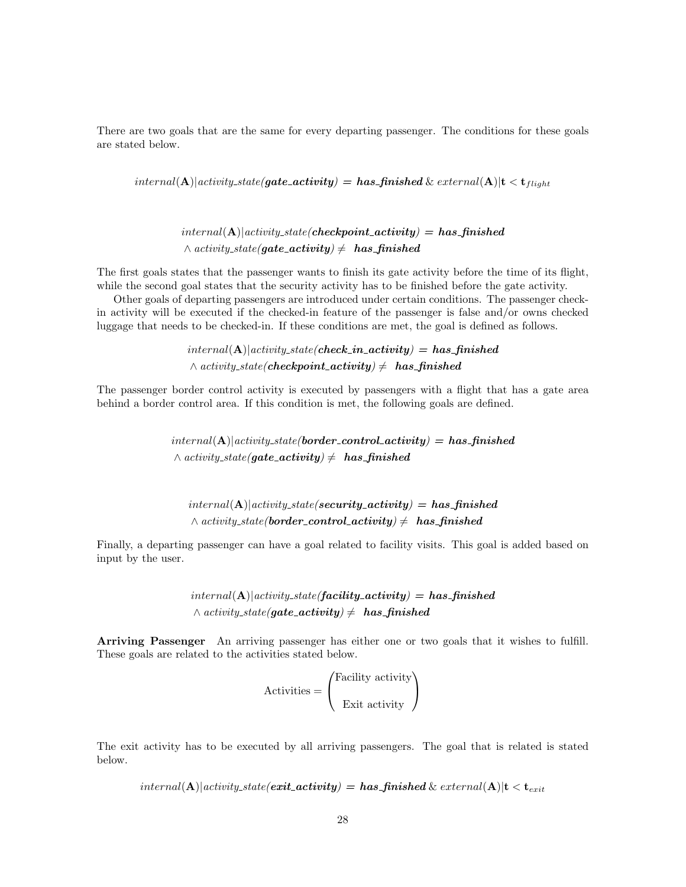There are two goals that are the same for every departing passenger. The conditions for these goals are stated below.

$$internal(\mathbf{A})|activity\_state(\boldsymbol{gate\_activity}) = \boldsymbol{has\_finished} \,\&\, external(\mathbf{A})|\mathbf{t} < \mathbf{t}_{flight}$$

$$internal(\mathbf{A})|activity\_state(\boldsymbol{checkpoint\_activity}) = \boldsymbol{has\_finished} \\ \wedge\, activity\_state(\boldsymbol{gate\_activity}) \neq \ \boldsymbol{has\_finished}$$

The first goals states that the passenger wants to finish its gate activity before the time of its flight, while the second goal states that the security activity has to be finished before the gate activity.

Other goals of departing passengers are introduced under certain conditions. The passenger check-in activity will be executed if the checked-in feature of the passenger is false and/or owns checked luggage that needs to be checked-in. If these conditions are met, the goal is defined as follows.

$$internal(\mathbf{A})|activity\_state(\boldsymbol{check\_in\_activity}) = \boldsymbol{has\_finished} \\ \wedge\, activity\_state(\boldsymbol{checkpoint\_activity}) \neq \ \boldsymbol{has\_finished}$$

The passenger border control activity is executed by passengers with a flight that has a gate area behind a border control area. If this condition is met, the following goals are defined.

$$internal(\mathbf{A})|activity\_state(\boldsymbol{border\_control\_activity}) = \boldsymbol{has\_finished} \\ \wedge\, activity\_state(\boldsymbol{gate\_activity}) \neq \ \boldsymbol{has\_finished}$$

$$internal(\mathbf{A})|activity\_state(\boldsymbol{security\_activity}) = \boldsymbol{has\_finished} \\ \wedge\, activity\_state(\boldsymbol{border\_control\_activity}) \neq \ \boldsymbol{has\_finished}$$

Finally, a departing passenger can have a goal related to facility visits. This goal is added based on input by the user.

$$internal(\mathbf{A})|activity\_state(\boldsymbol{facility\_activity}) = \boldsymbol{has\_finished} \\ \wedge\, activity\_state(\boldsymbol{gate\_activity}) \neq \ \boldsymbol{has\_finished}$$

**Arriving Passenger** An arriving passenger has either one or two goals that it wishes to fulfill. These goals are related to the activities stated below.

$$\text{Activities} = \begin{pmatrix} \text{Facility activity} \\ \\ \text{Exit activity} \end{pmatrix}$$

The exit activity has to be executed by all arriving passengers. The goal that is related is stated below.

$$internal(\mathbf{A})|activity\_state(\boldsymbol{exit\_activity}) = \boldsymbol{has\_finished} \,\&\, external(\mathbf{A})|\mathbf{t} < \mathbf{t}_{exit}$$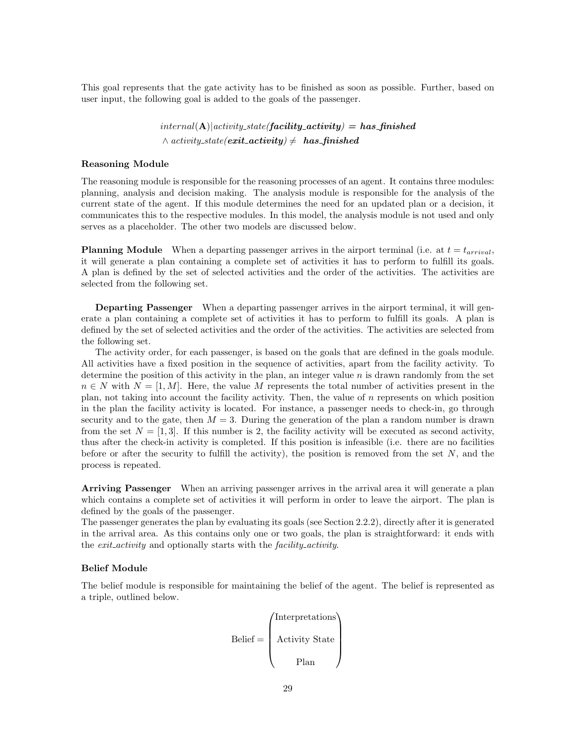This goal represents that the gate activity has to be finished as soon as possible. Further, based on user input, the following goal is added to the goals of the passenger.

$$\begin{aligned} &internal(\mathbf{A})|activity\_state(\boldsymbol{facility\_activity}) = \boldsymbol{has\_finished} \\ &\wedge activity\_state(\boldsymbol{exit\_activity}) \neq \ \boldsymbol{has\_finished} \end{aligned}$$

#### Reasoning Module

The reasoning module is responsible for the reasoning processes of an agent. It contains three modules: planning, analysis and decision making. The analysis module is responsible for the analysis of the current state of the agent. If this module determines the need for an updated plan or a decision, it communicates this to the respective modules. In this model, the analysis module is not used and only serves as a placeholder. The other two models are discussed below.

**Planning Module** When a departing passenger arrives in the airport terminal (i.e. at $t = t_{arrival}$, it will generate a plan containing a complete set of activities it has to perform to fulfill its goals. A plan is defined by the set of selected activities and the order of the activities. The activities are selected from the following set.

**Departing Passenger** When a departing passenger arrives in the airport terminal, it will generate a plan containing a complete set of activities it has to perform to fulfill its goals. A plan is defined by the set of selected activities and the order of the activities. The activities are selected from the following set.

The activity order, for each passenger, is based on the goals that are defined in the goals module. All activities have a fixed position in the sequence of activities, apart from the facility activity. To determine the position of this activity in the plan, an integer value $n$ is drawn randomly from the set $n \in N$ with $N = [1, M]$. Here, the value $M$ represents the total number of activities present in the plan, not taking into account the facility activity. Then, the value of $n$ represents on which position in the plan the facility activity is located. For instance, a passenger needs to check-in, go through security and to the gate, then $M = 3$. During the generation of the plan a random number is drawn from the set $N = [1, 3]$. If this number is 2, the facility activity will be executed as second activity, thus after the check-in activity is completed. If this position is infeasible (i.e. there are no facilities before or after the security to fulfill the activity), the position is removed from the set $N$, and the process is repeated.

**Arriving Passenger** When an arriving passenger arrives in the arrival area it will generate a plan which contains a complete set of activities it will perform in order to leave the airport. The plan is defined by the goals of the passenger.
The passenger generates the plan by evaluating its goals (see Section 2.2.2), directly after it is generated in the arrival area. As this contains only one or two goals, the plan is straightforward: it ends with the *exit_activity* and optionally starts with the *facility_activity*.

#### Belief Module

The belief module is responsible for maintaining the belief of the agent. The belief is represented as a triple, outlined below.

$$\text{Belief} = \begin{pmatrix} \text{Interpretations} \\ \text{Activity State} \\ \text{Plan} \end{pmatrix}$$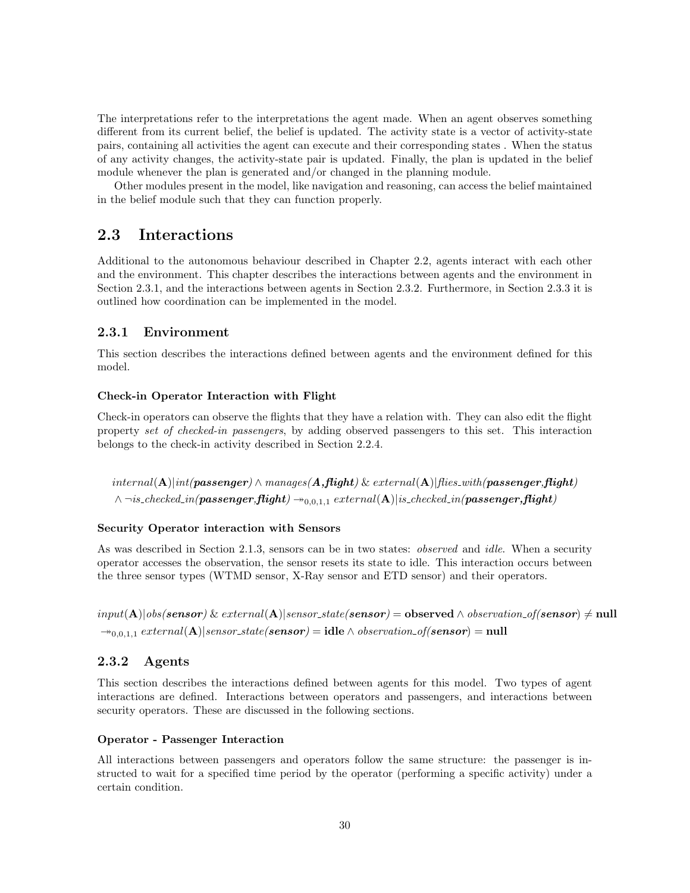The interpretations refer to the interpretations the agent made. When an agent observes something different from its current belief, the belief is updated. The activity state is a vector of activity-state pairs, containing all activities the agent can execute and their corresponding states . When the status of any activity changes, the activity-state pair is updated. Finally, the plan is updated in the belief module whenever the plan is generated and/or changed in the planning module.

Other modules present in the model, like navigation and reasoning, can access the belief maintained in the belief module such that they can function properly.

## 2.3 Interactions

Additional to the autonomous behaviour described in Chapter 2.2, agents interact with each other and the environment. This chapter describes the interactions between agents and the environment in Section 2.3.1, and the interactions between agents in Section 2.3.2. Furthermore, in Section 2.3.3 it is outlined how coordination can be implemented in the model.

### 2.3.1 Environment

This section describes the interactions defined between agents and the environment defined for this model.

#### Check-in Operator Interaction with Flight

Check-in operators can observe the flights that they have a relation with. They can also edit the flight property *set of checked-in passengers*, by adding observed passengers to this set. This interaction belongs to the check-in activity described in Section 2.2.4.

$$internal(\mathbf{A})|int(\boldsymbol{passenger}) \land manages(\boldsymbol{A,flight})\ \&\ external(\mathbf{A})|flies\_with(\boldsymbol{passenger,flight}) \land \neg is\_checked\_in(\boldsymbol{passenger,flight}) \twoheadrightarrow_{0,0,1,1} external(\mathbf{A})|is\_checked\_in(\boldsymbol{passenger,flight})$$

#### Security Operator interaction with Sensors

As was described in Section 2.1.3, sensors can be in two states: *observed* and *idle*. When a security operator accesses the observation, the sensor resets its state to idle. This interaction occurs between the three sensor types (WTMD sensor, X-Ray sensor and ETD sensor) and their operators.

$$input(\mathbf{A})|obs(\boldsymbol{sensor})\ \&\ external(\mathbf{A})|sensor\_state(\boldsymbol{sensor}) = \mathbf{observed} \land observation\_of(\boldsymbol{sensor}) \neq \mathbf{null} \twoheadrightarrow_{0,0,1,1} external(\mathbf{A})|sensor\_state(\boldsymbol{sensor}) = \mathbf{idle} \land observation\_of(\boldsymbol{sensor}) = \mathbf{null}$$

### 2.3.2 Agents

This section describes the interactions defined between agents for this model. Two types of agent interactions are defined. Interactions between operators and passengers, and interactions between security operators. These are discussed in the following sections.

#### Operator - Passenger Interaction

All interactions between passengers and operators follow the same structure: the passenger is instructed to wait for a specified time period by the operator (performing a specific activity) under a certain condition.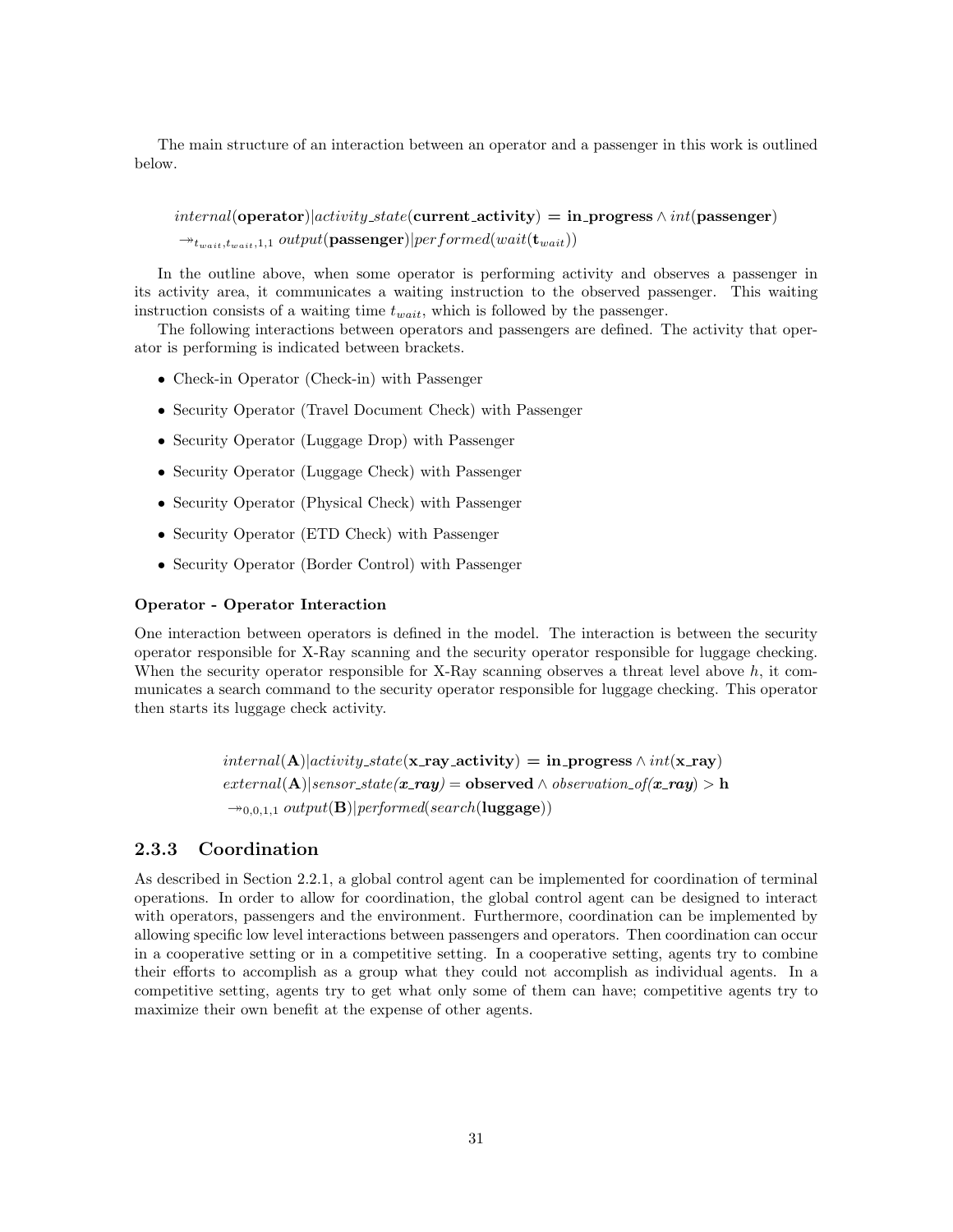The main structure of an interaction between an operator and a passenger in this work is outlined below.

$$
\begin{aligned}
& internal(\textbf{operator})|activity\_state(\textbf{current\_activity}) = \textbf{in\_progress} \wedge int(\textbf{passenger}) \\
& \twoheadrightarrow_{t_{wait}, t_{wait}, 1, 1}\ output(\textbf{passenger})|performed(wait(\mathbf{t}_{wait}))
\end{aligned}
$$

In the outline above, when some operator is performing activity and observes a passenger in its activity area, it communicates a waiting instruction to the observed passenger. This waiting instruction consists of a waiting time $t_{wait}$, which is followed by the passenger.

The following interactions between operators and passengers are defined. The activity that operator is performing is indicated between brackets.

- Check-in Operator (Check-in) with Passenger
- Security Operator (Travel Document Check) with Passenger
- Security Operator (Luggage Drop) with Passenger
- Security Operator (Luggage Check) with Passenger
- Security Operator (Physical Check) with Passenger
- Security Operator (ETD Check) with Passenger
- Security Operator (Border Control) with Passenger

#### Operator - Operator Interaction

One interaction between operators is defined in the model. The interaction is between the security operator responsible for X-Ray scanning and the security operator responsible for luggage checking. When the security operator responsible for X-Ray scanning observes a threat level above $h$, it communicates a search command to the security operator responsible for luggage checking. This operator then starts its luggage check activity.

$$
\begin{aligned}
& internal(\mathbf{A})|activity\_state(\textbf{x\_ray\_activity}) = \textbf{in\_progress} \wedge int(\textbf{x\_ray}) \\
& external(\mathbf{A})|sensor\_state(\boldsymbol{x\_ray}) = \textbf{observed} \wedge observation\_of(\boldsymbol{x\_ray}) > \mathbf{h} \\
& \twoheadrightarrow_{0,0,1,1}\ output(\mathbf{B})|performed(search(\textbf{luggage}))
\end{aligned}
$$

### 2.3.3 Coordination

As described in Section 2.2.1, a global control agent can be implemented for coordination of terminal operations. In order to allow for coordination, the global control agent can be designed to interact with operators, passengers and the environment. Furthermore, coordination can be implemented by allowing specific low level interactions between passengers and operators. Then coordination can occur in a cooperative setting or in a competitive setting. In a cooperative setting, agents try to combine their efforts to accomplish as a group what they could not accomplish as individual agents. In a competitive setting, agents try to get what only some of them can have; competitive agents try to maximize their own benefit at the expense of other agents.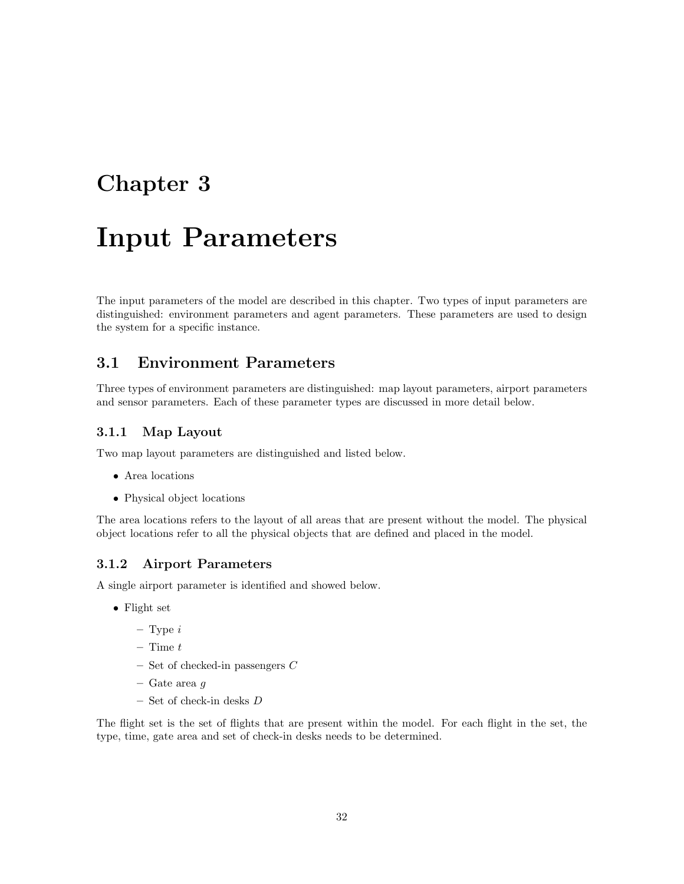# Chapter 3

# Input Parameters

The input parameters of the model are described in this chapter. Two types of input parameters are distinguished: environment parameters and agent parameters. These parameters are used to design the system for a specific instance.

## 3.1 Environment Parameters

Three types of environment parameters are distinguished: map layout parameters, airport parameters and sensor parameters. Each of these parameter types are discussed in more detail below.

### 3.1.1 Map Layout

Two map layout parameters are distinguished and listed below.

- Area locations
- Physical object locations

The area locations refers to the layout of all areas that are present without the model. The physical object locations refer to all the physical objects that are defined and placed in the model.

### 3.1.2 Airport Parameters

A single airport parameter is identified and showed below.

- Flight set
  - Type $i$
  - Time $t$
  - Set of checked-in passengers $C$
  - Gate area $g$
  - Set of check-in desks $D$

The flight set is the set of flights that are present within the model. For each flight in the set, the type, time, gate area and set of check-in desks needs to be determined.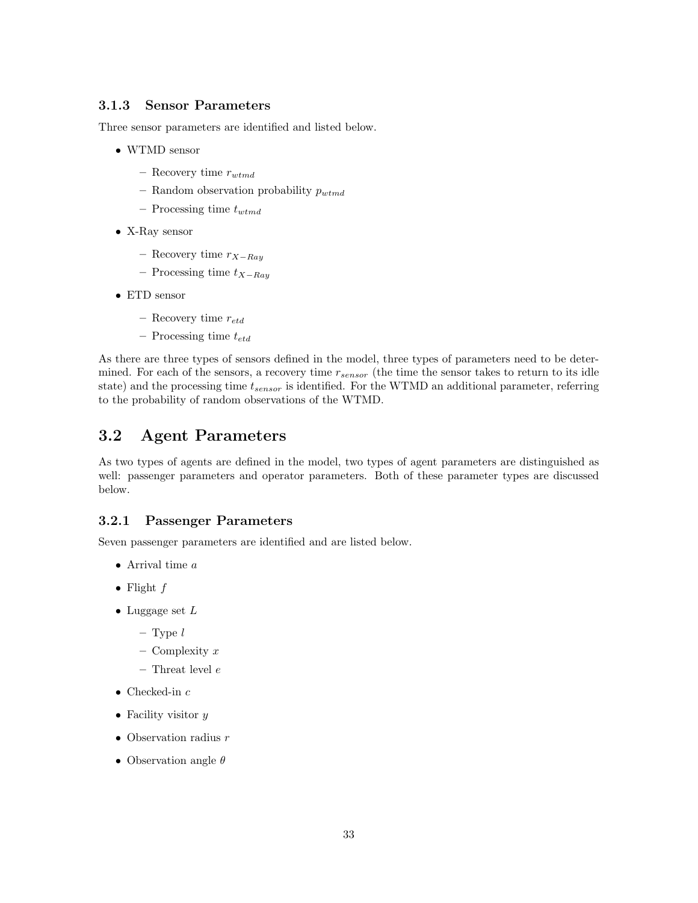### 3.1.3 Sensor Parameters

Three sensor parameters are identified and listed below.

- WTMD sensor
  - Recovery time $r_{wtmd}$
  - Random observation probability $p_{wtmd}$
  - Processing time $t_{wtmd}$
- X-Ray sensor
  - Recovery time $r_{X-Ray}$
  - Processing time $t_{X-Ray}$
- ETD sensor
  - Recovery time $r_{etd}$
  - Processing time $t_{etd}$

As there are three types of sensors defined in the model, three types of parameters need to be determined. For each of the sensors, a recovery time $r_{sensor}$ (the time the sensor takes to return to its idle state) and the processing time $t_{sensor}$ is identified. For the WTMD an additional parameter, referring to the probability of random observations of the WTMD.

## 3.2 Agent Parameters

As two types of agents are defined in the model, two types of agent parameters are distinguished as well: passenger parameters and operator parameters. Both of these parameter types are discussed below.

### 3.2.1 Passenger Parameters

Seven passenger parameters are identified and are listed below.

- Arrival time $a$
- Flight $f$
- Luggage set $L$
  - Type $l$
  - Complexity $x$
  - Threat level $e$
- Checked-in $c$
- Facility visitor $y$
- Observation radius $r$
- Observation angle $\theta$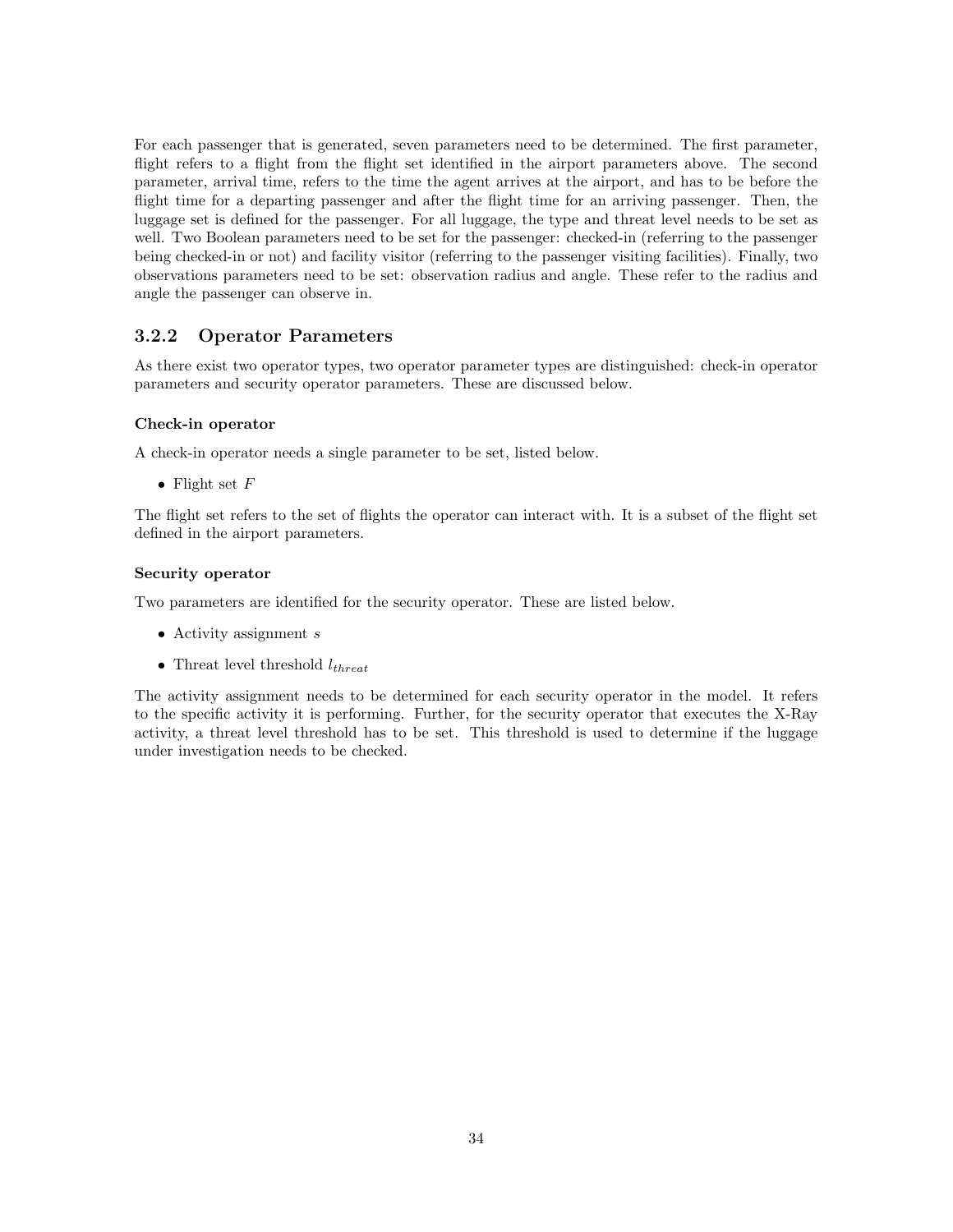For each passenger that is generated, seven parameters need to be determined. The first parameter, flight refers to a flight from the flight set identified in the airport parameters above. The second parameter, arrival time, refers to the time the agent arrives at the airport, and has to be before the flight time for a departing passenger and after the flight time for an arriving passenger. Then, the luggage set is defined for the passenger. For all luggage, the type and threat level needs to be set as well. Two Boolean parameters need to be set for the passenger: checked-in (referring to the passenger being checked-in or not) and facility visitor (referring to the passenger visiting facilities). Finally, two observations parameters need to be set: observation radius and angle. These refer to the radius and angle the passenger can observe in.

### 3.2.2 Operator Parameters

As there exist two operator types, two operator parameter types are distinguished: check-in operator parameters and security operator parameters. These are discussed below.

**Check-in operator**

A check-in operator needs a single parameter to be set, listed below.

- Flight set $F$

The flight set refers to the set of flights the operator can interact with. It is a subset of the flight set defined in the airport parameters.

**Security operator**

Two parameters are identified for the security operator. These are listed below.

- Activity assignment $s$
- Threat level threshold $l_{threat}$

The activity assignment needs to be determined for each security operator in the model. It refers to the specific activity it is performing. Further, for the security operator that executes the X-Ray activity, a threat level threshold has to be set. This threshold is used to determine if the luggage under investigation needs to be checked.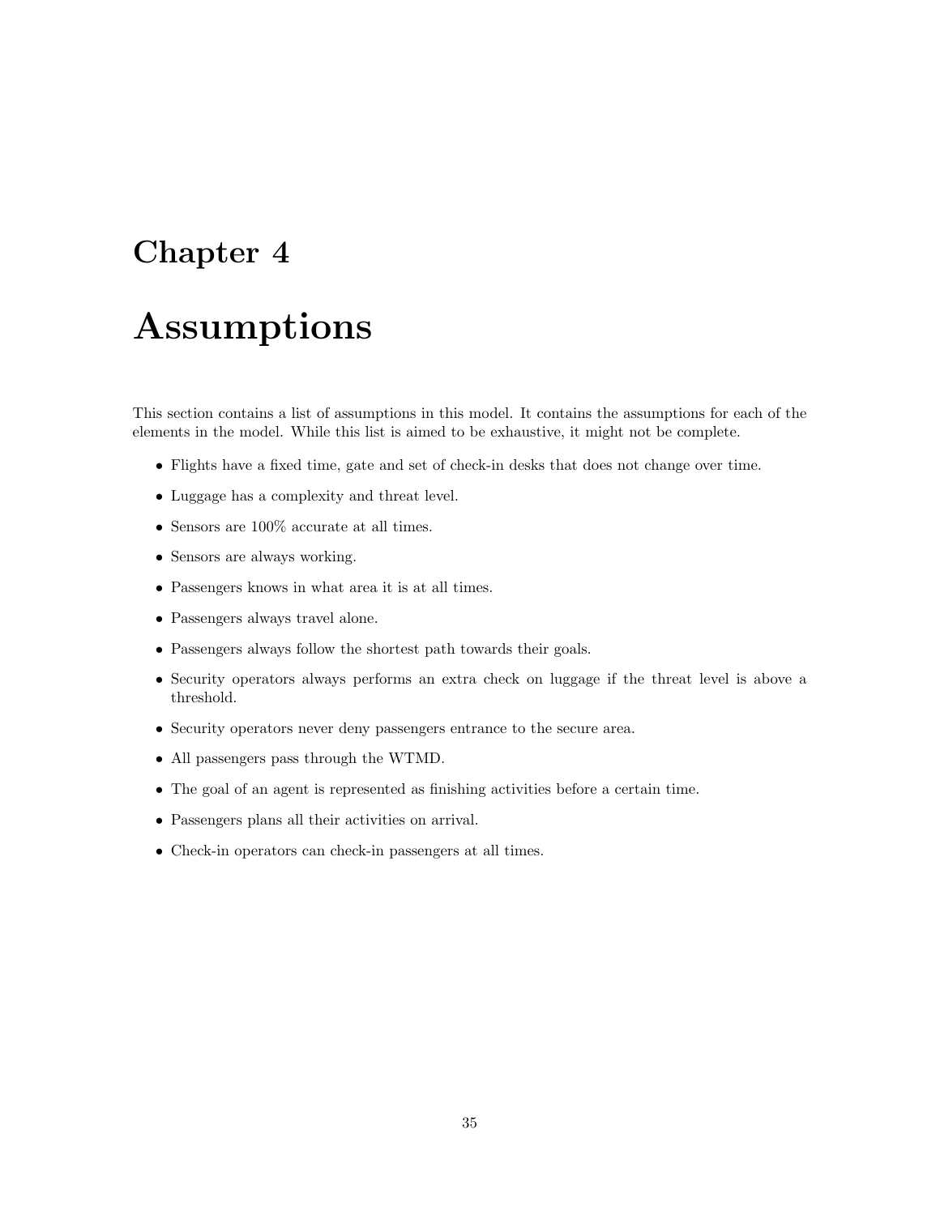# Chapter 4

# Assumptions

This section contains a list of assumptions in this model. It contains the assumptions for each of the elements in the model. While this list is aimed to be exhaustive, it might not be complete.

- Flights have a fixed time, gate and set of check-in desks that does not change over time.
- Luggage has a complexity and threat level.
- Sensors are 100% accurate at all times.
- Sensors are always working.
- Passengers knows in what area it is at all times.
- Passengers always travel alone.
- Passengers always follow the shortest path towards their goals.
- Security operators always performs an extra check on luggage if the threat level is above a threshold.
- Security operators never deny passengers entrance to the secure area.
- All passengers pass through the WTMD.
- The goal of an agent is represented as finishing activities before a certain time.
- Passengers plans all their activities on arrival.
- Check-in operators can check-in passengers at all times.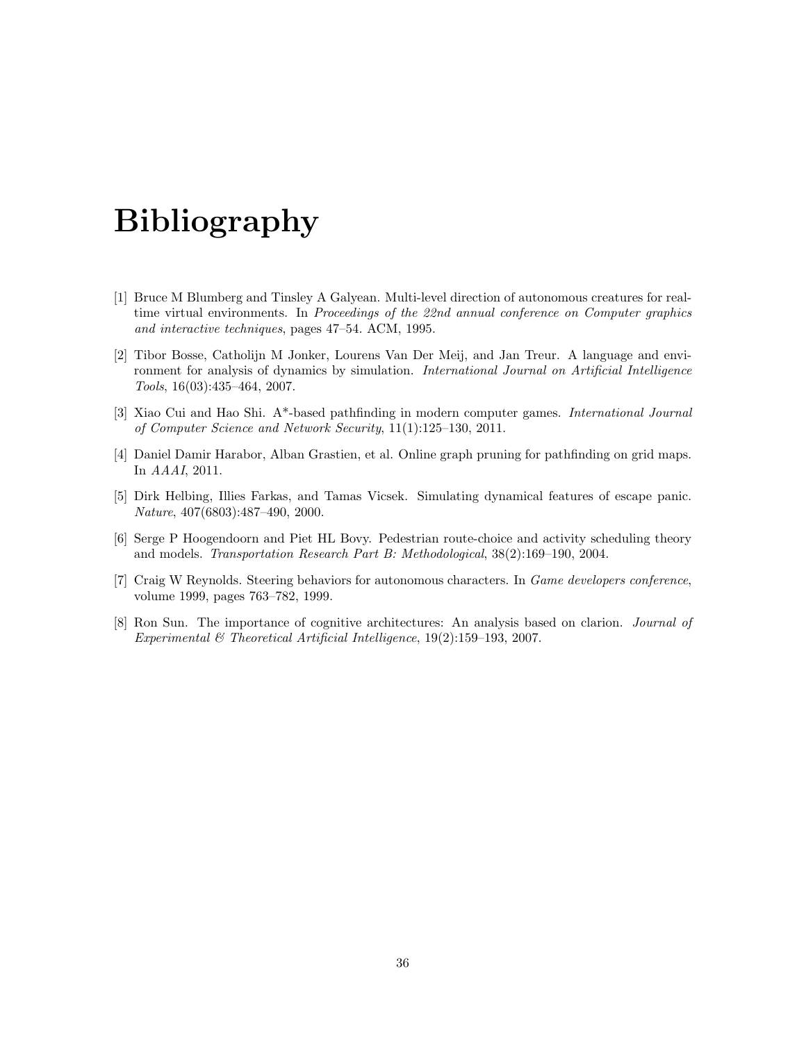# Bibliography

[1] Bruce M Blumberg and Tinsley A Galyean. Multi-level direction of autonomous creatures for real-time virtual environments. In *Proceedings of the 22nd annual conference on Computer graphics and interactive techniques*, pages 47–54. ACM, 1995.

[2] Tibor Bosse, Catholijn M Jonker, Lourens Van Der Meij, and Jan Treur. A language and environment for analysis of dynamics by simulation. *International Journal on Artificial Intelligence Tools*, 16(03):435–464, 2007.

[3] Xiao Cui and Hao Shi. A*-based pathfinding in modern computer games. *International Journal of Computer Science and Network Security*, 11(1):125–130, 2011.

[4] Daniel Damir Harabor, Alban Grastien, et al. Online graph pruning for pathfinding on grid maps. In *AAAI*, 2011.

[5] Dirk Helbing, Illies Farkas, and Tamas Vicsek. Simulating dynamical features of escape panic. *Nature*, 407(6803):487–490, 2000.

[6] Serge P Hoogendoorn and Piet HL Bovy. Pedestrian route-choice and activity scheduling theory and models. *Transportation Research Part B: Methodological*, 38(2):169–190, 2004.

[7] Craig W Reynolds. Steering behaviors for autonomous characters. In *Game developers conference*, volume 1999, pages 763–782, 1999.

[8] Ron Sun. The importance of cognitive architectures: An analysis based on clarion. *Journal of Experimental & Theoretical Artificial Intelligence*, 19(2):159–193, 2007.